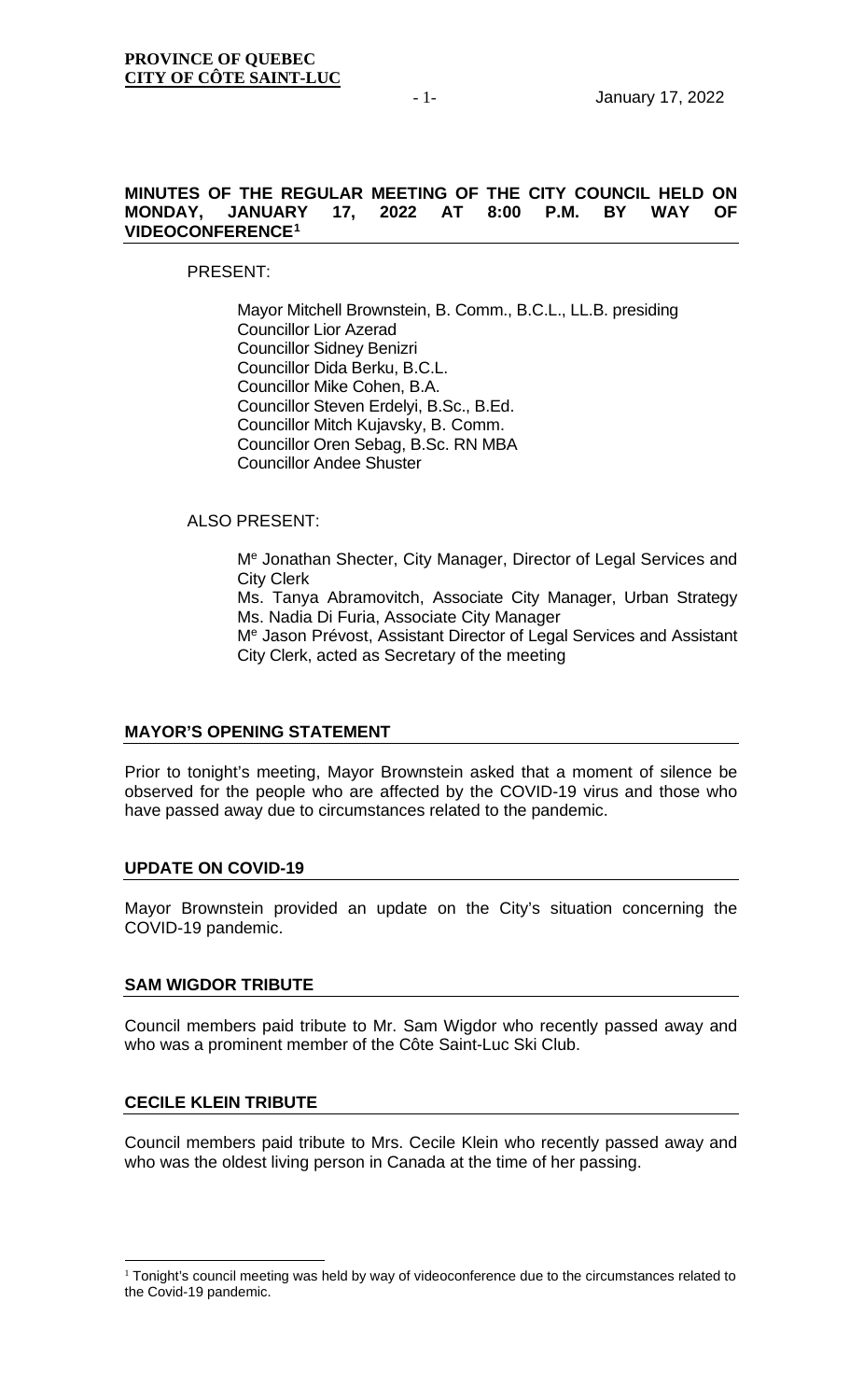**PROVINCE OF QUEBEC**
**CITY OF CÔTE SAINT-LUC**

January 17, 2022

**MINUTES OF THE REGULAR MEETING OF THE CITY COUNCIL HELD ON MONDAY, JANUARY 17, 2022 AT 8:00 P.M. BY WAY OF VIDEOCONFERENCE[1]**

PRESENT:

Mayor Mitchell Brownstein, B. Comm., B.C.L., LL.B. presiding
Councillor Lior Azerad
Councillor Sidney Benizri
Councillor Dida Berku, B.C.L.
Councillor Mike Cohen, B.A.
Councillor Steven Erdelyi, B.Sc., B.Ed.
Councillor Mitch Kujavsky, B. Comm.
Councillor Oren Sebag, B.Sc. RN MBA
Councillor Andee Shuster

ALSO PRESENT:

Me Jonathan Shecter, City Manager, Director of Legal Services and City Clerk
Ms. Tanya Abramovitch, Associate City Manager, Urban Strategy
Ms. Nadia Di Furia, Associate City Manager
Me Jason Prévost, Assistant Director of Legal Services and Assistant City Clerk, acted as Secretary of the meeting

**MAYOR'S OPENING STATEMENT**

Prior to tonight's meeting, Mayor Brownstein asked that a moment of silence be observed for the people who are affected by the COVID-19 virus and those who have passed away due to circumstances related to the pandemic.

**UPDATE ON COVID-19**

Mayor Brownstein provided an update on the City's situation concerning the COVID-19 pandemic.

**SAM WIGDOR TRIBUTE**

Council members paid tribute to Mr. Sam Wigdor who recently passed away and who was a prominent member of the Côte Saint-Luc Ski Club.

**CECILE KLEIN TRIBUTE**

Council members paid tribute to Mrs. Cecile Klein who recently passed away and who was the oldest living person in Canada at the time of her passing.

[1] Tonight's council meeting was held by way of videoconference due to the circumstances related to the Covid-19 pandemic.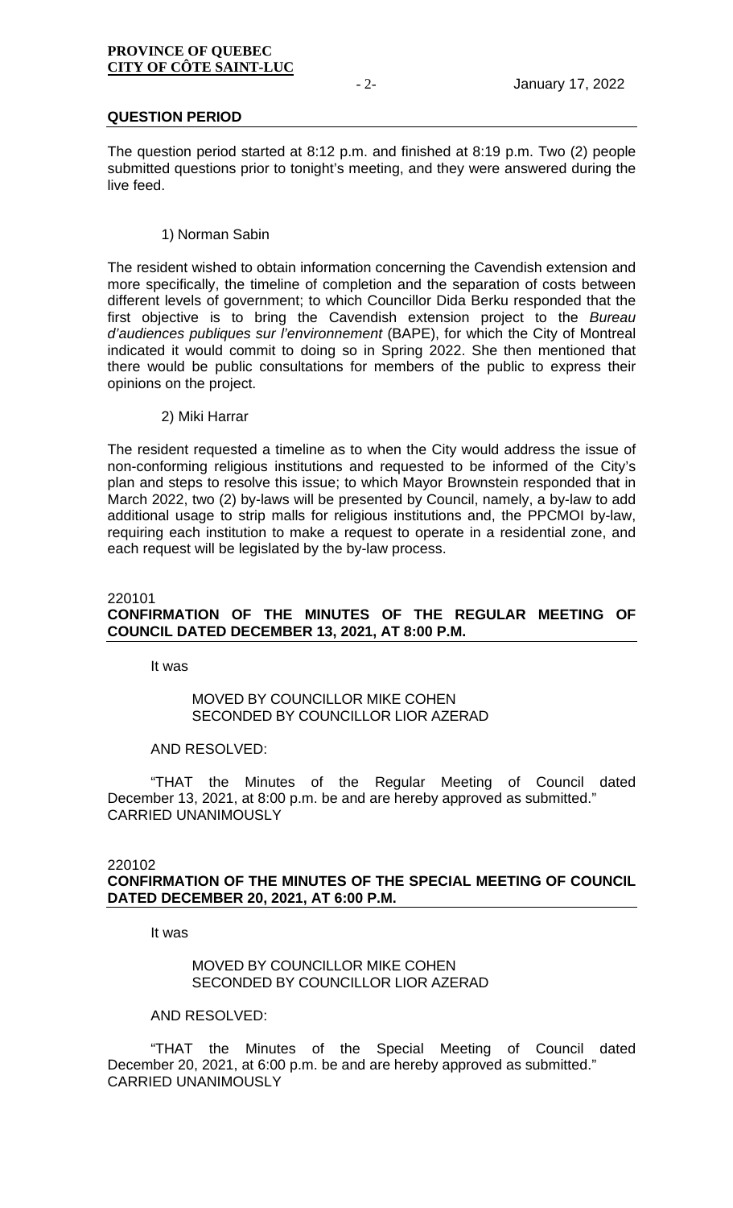## QUESTION PERIOD

The question period started at 8:12 p.m. and finished at 8:19 p.m. Two (2) people submitted questions prior to tonight's meeting, and they were answered during the live feed.

1) Norman Sabin

The resident wished to obtain information concerning the Cavendish extension and more specifically, the timeline of completion and the separation of costs between different levels of government; to which Councillor Dida Berku responded that the first objective is to bring the Cavendish extension project to the *Bureau d'audiences publiques sur l'environnement* (BAPE), for which the City of Montreal indicated it would commit to doing so in Spring 2022. She then mentioned that there would be public consultations for members of the public to express their opinions on the project.

2) Miki Harrar

The resident requested a timeline as to when the City would address the issue of non-conforming religious institutions and requested to be informed of the City's plan and steps to resolve this issue; to which Mayor Brownstein responded that in March 2022, two (2) by-laws will be presented by Council, namely, a by-law to add additional usage to strip malls for religious institutions and, the PPCMOI by-law, requiring each institution to make a request to operate in a residential zone, and each request will be legislated by the by-law process.

220101

## CONFIRMATION OF THE MINUTES OF THE REGULAR MEETING OF COUNCIL DATED DECEMBER 13, 2021, AT 8:00 P.M.

It was

MOVED BY COUNCILLOR MIKE COHEN
SECONDED BY COUNCILLOR LIOR AZERAD

AND RESOLVED:

"THAT the Minutes of the Regular Meeting of Council dated December 13, 2021, at 8:00 p.m. be and are hereby approved as submitted."
CARRIED UNANIMOUSLY

220102

## CONFIRMATION OF THE MINUTES OF THE SPECIAL MEETING OF COUNCIL DATED DECEMBER 20, 2021, AT 6:00 P.M.

It was

MOVED BY COUNCILLOR MIKE COHEN
SECONDED BY COUNCILLOR LIOR AZERAD

AND RESOLVED:

"THAT the Minutes of the Special Meeting of Council dated December 20, 2021, at 6:00 p.m. be and are hereby approved as submitted."
CARRIED UNANIMOUSLY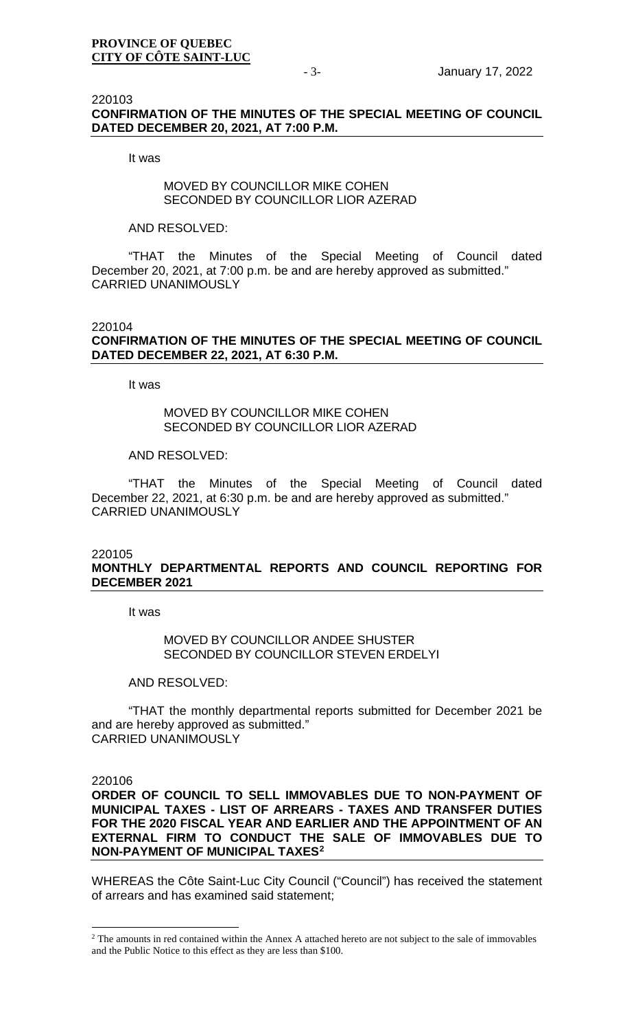220103

**CONFIRMATION OF THE MINUTES OF THE SPECIAL MEETING OF COUNCIL DATED DECEMBER 20, 2021, AT 7:00 P.M.**

It was

MOVED BY COUNCILLOR MIKE COHEN
SECONDED BY COUNCILLOR LIOR AZERAD

AND RESOLVED:

"THAT the Minutes of the Special Meeting of Council dated December 20, 2021, at 7:00 p.m. be and are hereby approved as submitted."
CARRIED UNANIMOUSLY

220104

**CONFIRMATION OF THE MINUTES OF THE SPECIAL MEETING OF COUNCIL DATED DECEMBER 22, 2021, AT 6:30 P.M.**

It was

MOVED BY COUNCILLOR MIKE COHEN
SECONDED BY COUNCILLOR LIOR AZERAD

AND RESOLVED:

"THAT the Minutes of the Special Meeting of Council dated December 22, 2021, at 6:30 p.m. be and are hereby approved as submitted."
CARRIED UNANIMOUSLY

220105

**MONTHLY DEPARTMENTAL REPORTS AND COUNCIL REPORTING FOR DECEMBER 2021**

It was

MOVED BY COUNCILLOR ANDEE SHUSTER
SECONDED BY COUNCILLOR STEVEN ERDELYI

AND RESOLVED:

"THAT the monthly departmental reports submitted for December 2021 be and are hereby approved as submitted."
CARRIED UNANIMOUSLY

220106

**ORDER OF COUNCIL TO SELL IMMOVABLES DUE TO NON-PAYMENT OF MUNICIPAL TAXES - LIST OF ARREARS - TAXES AND TRANSFER DUTIES FOR THE 2020 FISCAL YEAR AND EARLIER AND THE APPOINTMENT OF AN EXTERNAL FIRM TO CONDUCT THE SALE OF IMMOVABLES DUE TO NON-PAYMENT OF MUNICIPAL TAXES[2]**

WHEREAS the Côte Saint-Luc City Council ("Council") has received the statement of arrears and has examined said statement;

---

[2] The amounts in red contained within the Annex A attached hereto are not subject to the sale of immovables and the Public Notice to this effect as they are less than $100.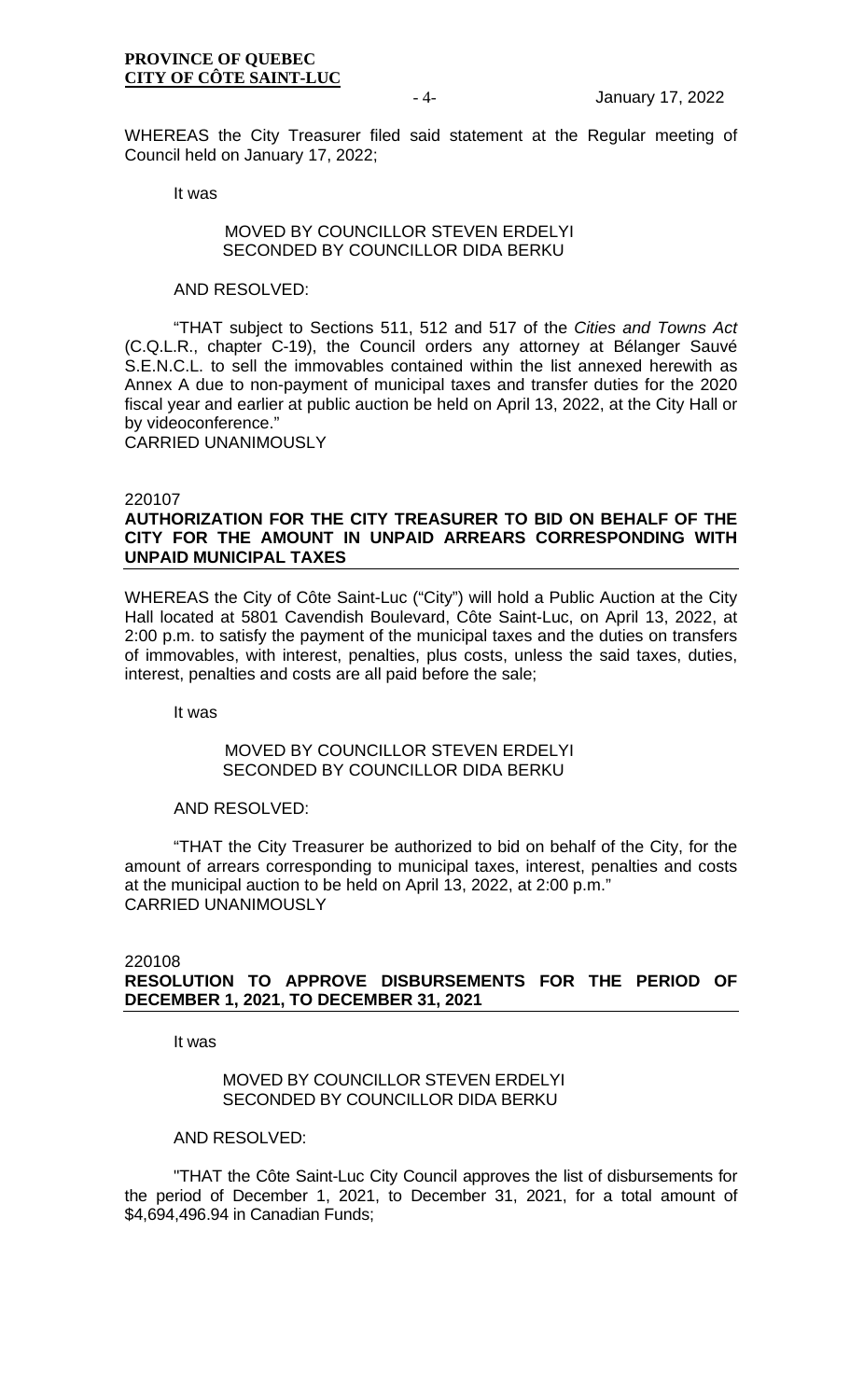WHEREAS the City Treasurer filed said statement at the Regular meeting of Council held on January 17, 2022;

It was

MOVED BY COUNCILLOR STEVEN ERDELYI
SECONDED BY COUNCILLOR DIDA BERKU

AND RESOLVED:

"THAT subject to Sections 511, 512 and 517 of the *Cities and Towns Act* (C.Q.L.R., chapter C-19), the Council orders any attorney at Bélanger Sauvé S.E.N.C.L. to sell the immovables contained within the list annexed herewith as Annex A due to non-payment of municipal taxes and transfer duties for the 2020 fiscal year and earlier at public auction be held on April 13, 2022, at the City Hall or by videoconference."
CARRIED UNANIMOUSLY

220107

**AUTHORIZATION FOR THE CITY TREASURER TO BID ON BEHALF OF THE CITY FOR THE AMOUNT IN UNPAID ARREARS CORRESPONDING WITH UNPAID MUNICIPAL TAXES**

WHEREAS the City of Côte Saint-Luc ("City") will hold a Public Auction at the City Hall located at 5801 Cavendish Boulevard, Côte Saint-Luc, on April 13, 2022, at 2:00 p.m. to satisfy the payment of the municipal taxes and the duties on transfers of immovables, with interest, penalties, plus costs, unless the said taxes, duties, interest, penalties and costs are all paid before the sale;

It was

MOVED BY COUNCILLOR STEVEN ERDELYI
SECONDED BY COUNCILLOR DIDA BERKU

AND RESOLVED:

"THAT the City Treasurer be authorized to bid on behalf of the City, for the amount of arrears corresponding to municipal taxes, interest, penalties and costs at the municipal auction to be held on April 13, 2022, at 2:00 p.m."
CARRIED UNANIMOUSLY

220108

**RESOLUTION TO APPROVE DISBURSEMENTS FOR THE PERIOD OF DECEMBER 1, 2021, TO DECEMBER 31, 2021**

It was

MOVED BY COUNCILLOR STEVEN ERDELYI
SECONDED BY COUNCILLOR DIDA BERKU

AND RESOLVED:

"THAT the Côte Saint-Luc City Council approves the list of disbursements for the period of December 1, 2021, to December 31, 2021, for a total amount of $4,694,496.94 in Canadian Funds;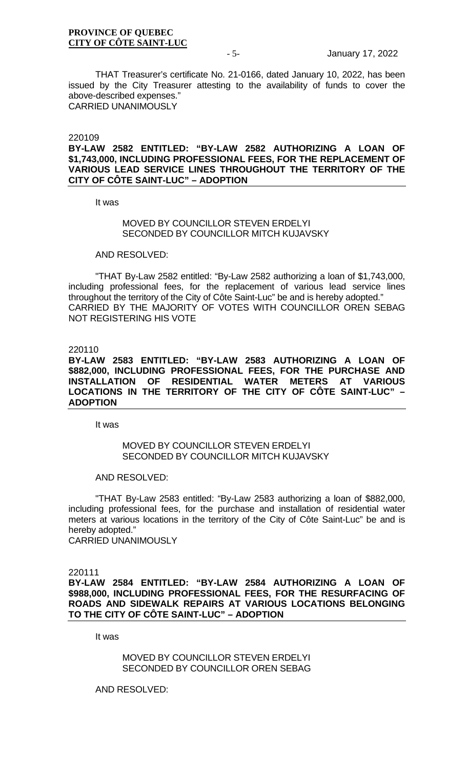THAT Treasurer's certificate No. 21-0166, dated January 10, 2022, has been issued by the City Treasurer attesting to the availability of funds to cover the above-described expenses."
CARRIED UNANIMOUSLY

220109

**BY-LAW 2582 ENTITLED: "BY-LAW 2582 AUTHORIZING A LOAN OF $1,743,000, INCLUDING PROFESSIONAL FEES, FOR THE REPLACEMENT OF VARIOUS LEAD SERVICE LINES THROUGHOUT THE TERRITORY OF THE CITY OF CÔTE SAINT-LUC" – ADOPTION**

It was

MOVED BY COUNCILLOR STEVEN ERDELYI
SECONDED BY COUNCILLOR MITCH KUJAVSKY

AND RESOLVED:

"THAT By-Law 2582 entitled: "By-Law 2582 authorizing a loan of $1,743,000, including professional fees, for the replacement of various lead service lines throughout the territory of the City of Côte Saint-Luc" be and is hereby adopted."
CARRIED BY THE MAJORITY OF VOTES WITH COUNCILLOR OREN SEBAG NOT REGISTERING HIS VOTE

220110

**BY-LAW 2583 ENTITLED: "BY-LAW 2583 AUTHORIZING A LOAN OF $882,000, INCLUDING PROFESSIONAL FEES, FOR THE PURCHASE AND INSTALLATION OF RESIDENTIAL WATER METERS AT VARIOUS LOCATIONS IN THE TERRITORY OF THE CITY OF CÔTE SAINT-LUC" – ADOPTION**

It was

MOVED BY COUNCILLOR STEVEN ERDELYI
SECONDED BY COUNCILLOR MITCH KUJAVSKY

AND RESOLVED:

"THAT By-Law 2583 entitled: "By-Law 2583 authorizing a loan of $882,000, including professional fees, for the purchase and installation of residential water meters at various locations in the territory of the City of Côte Saint-Luc" be and is hereby adopted."
CARRIED UNANIMOUSLY

220111

**BY-LAW 2584 ENTITLED: "BY-LAW 2584 AUTHORIZING A LOAN OF $988,000, INCLUDING PROFESSIONAL FEES, FOR THE RESURFACING OF ROADS AND SIDEWALK REPAIRS AT VARIOUS LOCATIONS BELONGING TO THE CITY OF CÔTE SAINT-LUC" – ADOPTION**

It was

MOVED BY COUNCILLOR STEVEN ERDELYI
SECONDED BY COUNCILLOR OREN SEBAG

AND RESOLVED: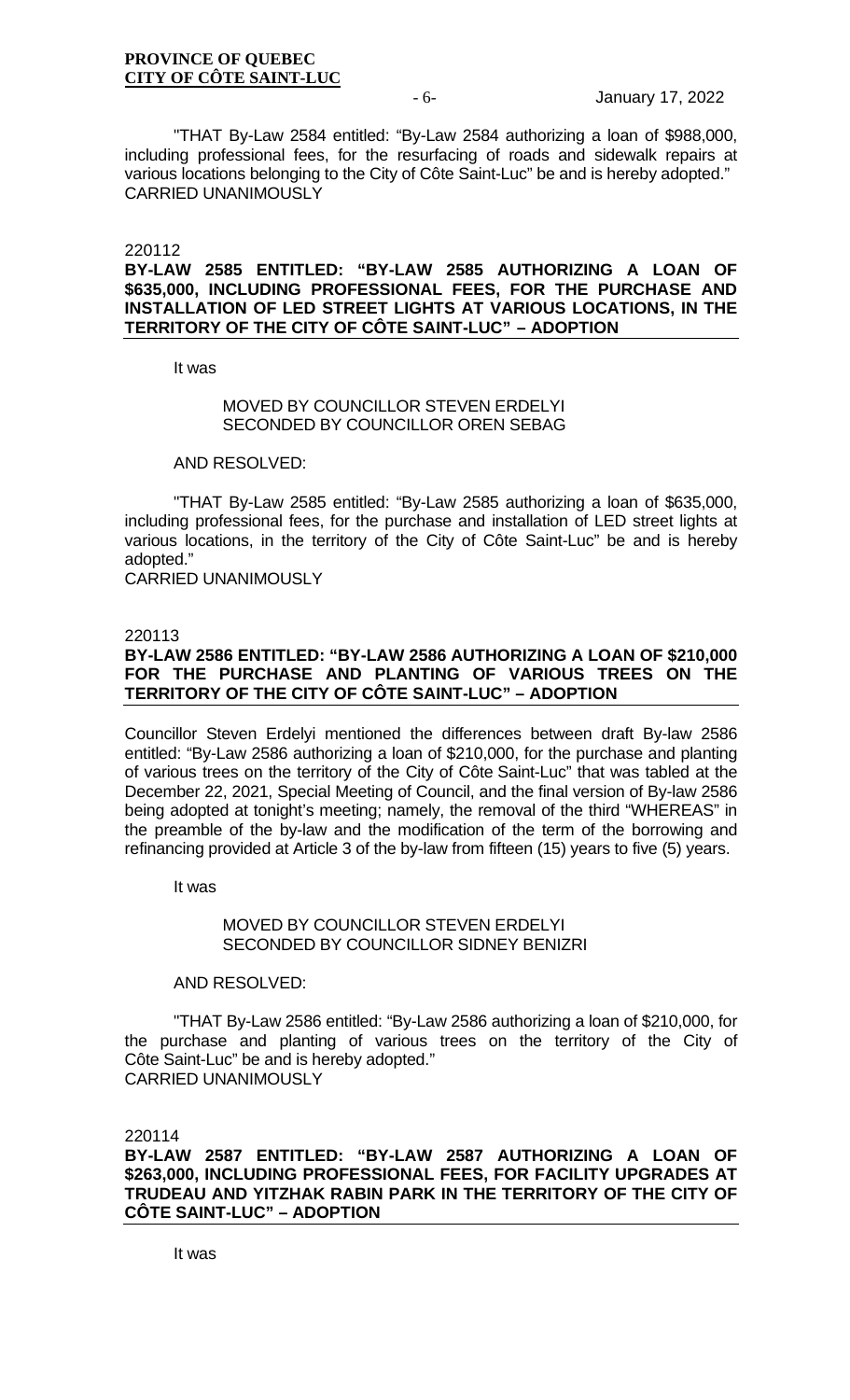"THAT By-Law 2584 entitled: "By-Law 2584 authorizing a loan of $988,000, including professional fees, for the resurfacing of roads and sidewalk repairs at various locations belonging to the City of Côte Saint-Luc" be and is hereby adopted."
CARRIED UNANIMOUSLY

220112

**BY-LAW 2585 ENTITLED: "BY-LAW 2585 AUTHORIZING A LOAN OF $635,000, INCLUDING PROFESSIONAL FEES, FOR THE PURCHASE AND INSTALLATION OF LED STREET LIGHTS AT VARIOUS LOCATIONS, IN THE TERRITORY OF THE CITY OF CÔTE SAINT-LUC" – ADOPTION**

It was

MOVED BY COUNCILLOR STEVEN ERDELYI
SECONDED BY COUNCILLOR OREN SEBAG

AND RESOLVED:

"THAT By-Law 2585 entitled: "By-Law 2585 authorizing a loan of $635,000, including professional fees, for the purchase and installation of LED street lights at various locations, in the territory of the City of Côte Saint-Luc" be and is hereby adopted."
CARRIED UNANIMOUSLY

220113

**BY-LAW 2586 ENTITLED: "BY-LAW 2586 AUTHORIZING A LOAN OF $210,000 FOR THE PURCHASE AND PLANTING OF VARIOUS TREES ON THE TERRITORY OF THE CITY OF CÔTE SAINT-LUC" – ADOPTION**

Councillor Steven Erdelyi mentioned the differences between draft By-law 2586 entitled: "By-Law 2586 authorizing a loan of $210,000, for the purchase and planting of various trees on the territory of the City of Côte Saint-Luc" that was tabled at the December 22, 2021, Special Meeting of Council, and the final version of By-law 2586 being adopted at tonight's meeting; namely, the removal of the third "WHEREAS" in the preamble of the by-law and the modification of the term of the borrowing and refinancing provided at Article 3 of the by-law from fifteen (15) years to five (5) years.

It was

MOVED BY COUNCILLOR STEVEN ERDELYI
SECONDED BY COUNCILLOR SIDNEY BENIZRI

AND RESOLVED:

"THAT By-Law 2586 entitled: "By-Law 2586 authorizing a loan of $210,000, for the purchase and planting of various trees on the territory of the City of Côte Saint-Luc" be and is hereby adopted."
CARRIED UNANIMOUSLY

220114

**BY-LAW 2587 ENTITLED: "BY-LAW 2587 AUTHORIZING A LOAN OF $263,000, INCLUDING PROFESSIONAL FEES, FOR FACILITY UPGRADES AT TRUDEAU AND YITZHAK RABIN PARK IN THE TERRITORY OF THE CITY OF CÔTE SAINT-LUC" – ADOPTION**

It was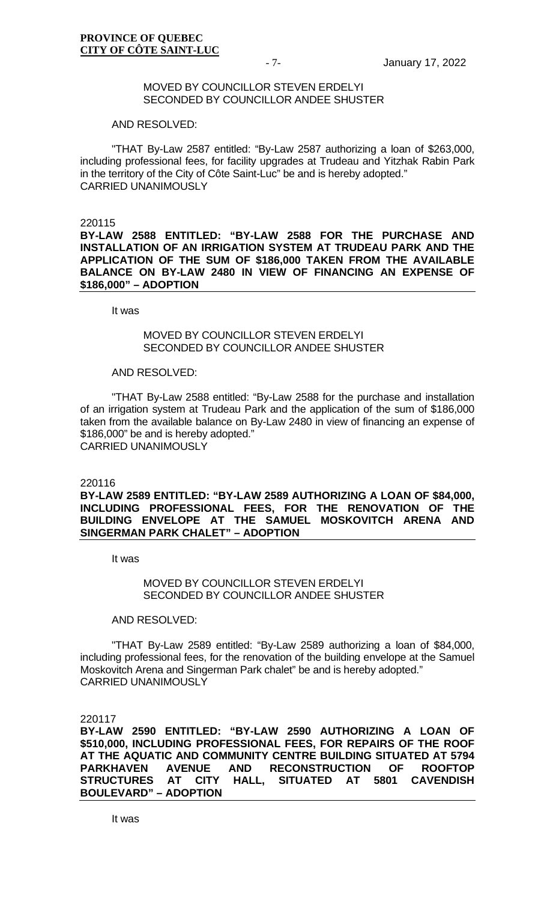MOVED BY COUNCILLOR STEVEN ERDELYI
SECONDED BY COUNCILLOR ANDEE SHUSTER

AND RESOLVED:

"THAT By-Law 2587 entitled: "By-Law 2587 authorizing a loan of $263,000, including professional fees, for facility upgrades at Trudeau and Yitzhak Rabin Park in the territory of the City of Côte Saint-Luc" be and is hereby adopted."
CARRIED UNANIMOUSLY

220115

**BY-LAW 2588 ENTITLED: "BY-LAW 2588 FOR THE PURCHASE AND INSTALLATION OF AN IRRIGATION SYSTEM AT TRUDEAU PARK AND THE APPLICATION OF THE SUM OF $186,000 TAKEN FROM THE AVAILABLE BALANCE ON BY-LAW 2480 IN VIEW OF FINANCING AN EXPENSE OF $186,000" – ADOPTION**

It was

MOVED BY COUNCILLOR STEVEN ERDELYI
SECONDED BY COUNCILLOR ANDEE SHUSTER

AND RESOLVED:

"THAT By-Law 2588 entitled: "By-Law 2588 for the purchase and installation of an irrigation system at Trudeau Park and the application of the sum of $186,000 taken from the available balance on By-Law 2480 in view of financing an expense of $186,000" be and is hereby adopted."
CARRIED UNANIMOUSLY

220116

**BY-LAW 2589 ENTITLED: "BY-LAW 2589 AUTHORIZING A LOAN OF $84,000, INCLUDING PROFESSIONAL FEES, FOR THE RENOVATION OF THE BUILDING ENVELOPE AT THE SAMUEL MOSKOVITCH ARENA AND SINGERMAN PARK CHALET" – ADOPTION**

It was

MOVED BY COUNCILLOR STEVEN ERDELYI
SECONDED BY COUNCILLOR ANDEE SHUSTER

AND RESOLVED:

"THAT By-Law 2589 entitled: "By-Law 2589 authorizing a loan of $84,000, including professional fees, for the renovation of the building envelope at the Samuel Moskovitch Arena and Singerman Park chalet" be and is hereby adopted."
CARRIED UNANIMOUSLY

220117

**BY-LAW 2590 ENTITLED: "BY-LAW 2590 AUTHORIZING A LOAN OF $510,000, INCLUDING PROFESSIONAL FEES, FOR REPAIRS OF THE ROOF AT THE AQUATIC AND COMMUNITY CENTRE BUILDING SITUATED AT 5794 PARKHAVEN AVENUE AND RECONSTRUCTION OF ROOFTOP STRUCTURES AT CITY HALL, SITUATED AT 5801 CAVENDISH BOULEVARD" – ADOPTION**

It was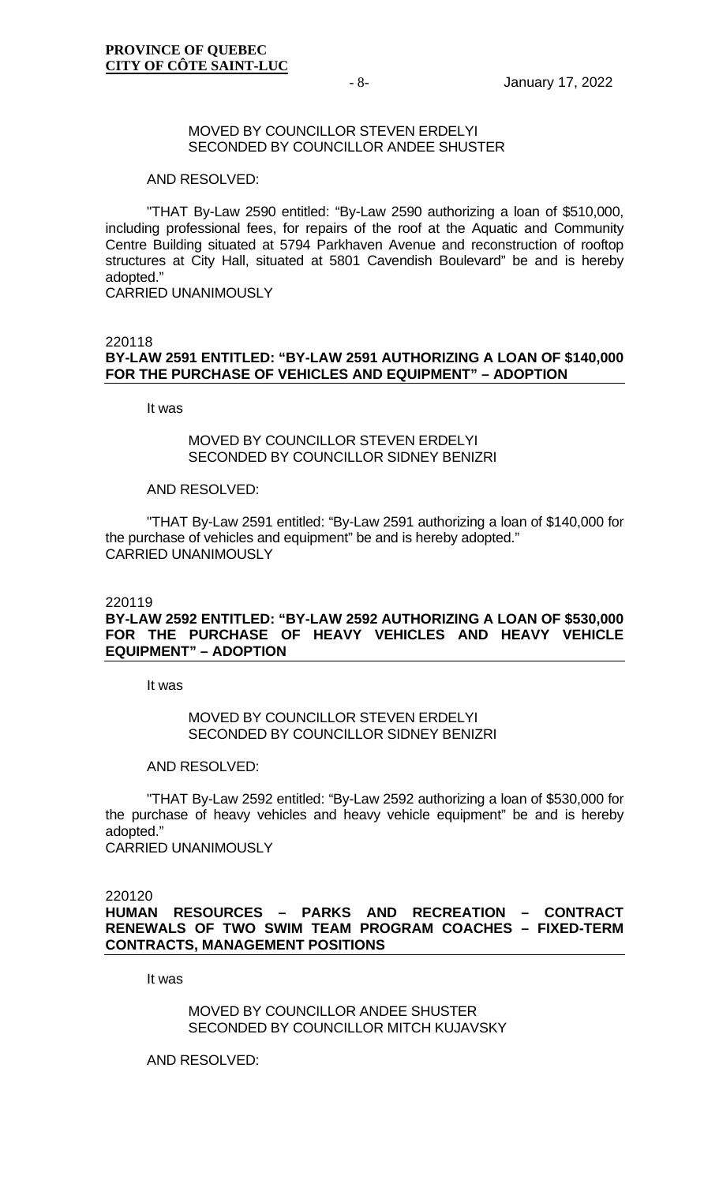MOVED BY COUNCILLOR STEVEN ERDELYI
SECONDED BY COUNCILLOR ANDEE SHUSTER

AND RESOLVED:

"THAT By-Law 2590 entitled: "By-Law 2590 authorizing a loan of $510,000, including professional fees, for repairs of the roof at the Aquatic and Community Centre Building situated at 5794 Parkhaven Avenue and reconstruction of rooftop structures at City Hall, situated at 5801 Cavendish Boulevard" be and is hereby adopted."
CARRIED UNANIMOUSLY

220118
**BY-LAW 2591 ENTITLED: "BY-LAW 2591 AUTHORIZING A LOAN OF $140,000 FOR THE PURCHASE OF VEHICLES AND EQUIPMENT" – ADOPTION**

It was

MOVED BY COUNCILLOR STEVEN ERDELYI
SECONDED BY COUNCILLOR SIDNEY BENIZRI

AND RESOLVED:

"THAT By-Law 2591 entitled: "By-Law 2591 authorizing a loan of $140,000 for the purchase of vehicles and equipment" be and is hereby adopted."
CARRIED UNANIMOUSLY

220119
**BY-LAW 2592 ENTITLED: "BY-LAW 2592 AUTHORIZING A LOAN OF $530,000 FOR THE PURCHASE OF HEAVY VEHICLES AND HEAVY VEHICLE EQUIPMENT" – ADOPTION**

It was

MOVED BY COUNCILLOR STEVEN ERDELYI
SECONDED BY COUNCILLOR SIDNEY BENIZRI

AND RESOLVED:

"THAT By-Law 2592 entitled: "By-Law 2592 authorizing a loan of $530,000 for the purchase of heavy vehicles and heavy vehicle equipment" be and is hereby adopted."
CARRIED UNANIMOUSLY

220120
**HUMAN RESOURCES – PARKS AND RECREATION – CONTRACT RENEWALS OF TWO SWIM TEAM PROGRAM COACHES – FIXED-TERM CONTRACTS, MANAGEMENT POSITIONS**

It was

MOVED BY COUNCILLOR ANDEE SHUSTER
SECONDED BY COUNCILLOR MITCH KUJAVSKY

AND RESOLVED: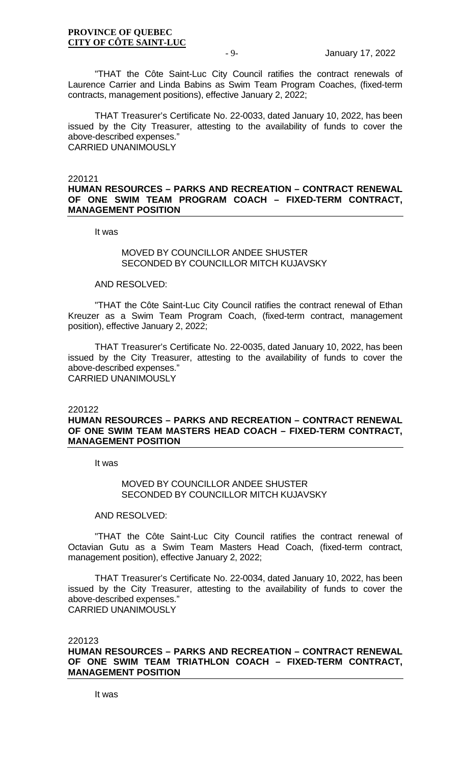"THAT the Côte Saint-Luc City Council ratifies the contract renewals of Laurence Carrier and Linda Babins as Swim Team Program Coaches, (fixed-term contracts, management positions), effective January 2, 2022;

THAT Treasurer's Certificate No. 22-0033, dated January 10, 2022, has been issued by the City Treasurer, attesting to the availability of funds to cover the above-described expenses."
CARRIED UNANIMOUSLY

220121
**HUMAN RESOURCES – PARKS AND RECREATION – CONTRACT RENEWAL OF ONE SWIM TEAM PROGRAM COACH – FIXED-TERM CONTRACT, MANAGEMENT POSITION**

It was

MOVED BY COUNCILLOR ANDEE SHUSTER
SECONDED BY COUNCILLOR MITCH KUJAVSKY

AND RESOLVED:

"THAT the Côte Saint-Luc City Council ratifies the contract renewal of Ethan Kreuzer as a Swim Team Program Coach, (fixed-term contract, management position), effective January 2, 2022;

THAT Treasurer's Certificate No. 22-0035, dated January 10, 2022, has been issued by the City Treasurer, attesting to the availability of funds to cover the above-described expenses."
CARRIED UNANIMOUSLY

220122
**HUMAN RESOURCES – PARKS AND RECREATION – CONTRACT RENEWAL OF ONE SWIM TEAM MASTERS HEAD COACH – FIXED-TERM CONTRACT, MANAGEMENT POSITION**

It was

MOVED BY COUNCILLOR ANDEE SHUSTER
SECONDED BY COUNCILLOR MITCH KUJAVSKY

AND RESOLVED:

"THAT the Côte Saint-Luc City Council ratifies the contract renewal of Octavian Gutu as a Swim Team Masters Head Coach, (fixed-term contract, management position), effective January 2, 2022;

THAT Treasurer's Certificate No. 22-0034, dated January 10, 2022, has been issued by the City Treasurer, attesting to the availability of funds to cover the above-described expenses."
CARRIED UNANIMOUSLY

220123
**HUMAN RESOURCES – PARKS AND RECREATION – CONTRACT RENEWAL OF ONE SWIM TEAM TRIATHLON COACH – FIXED-TERM CONTRACT, MANAGEMENT POSITION**

It was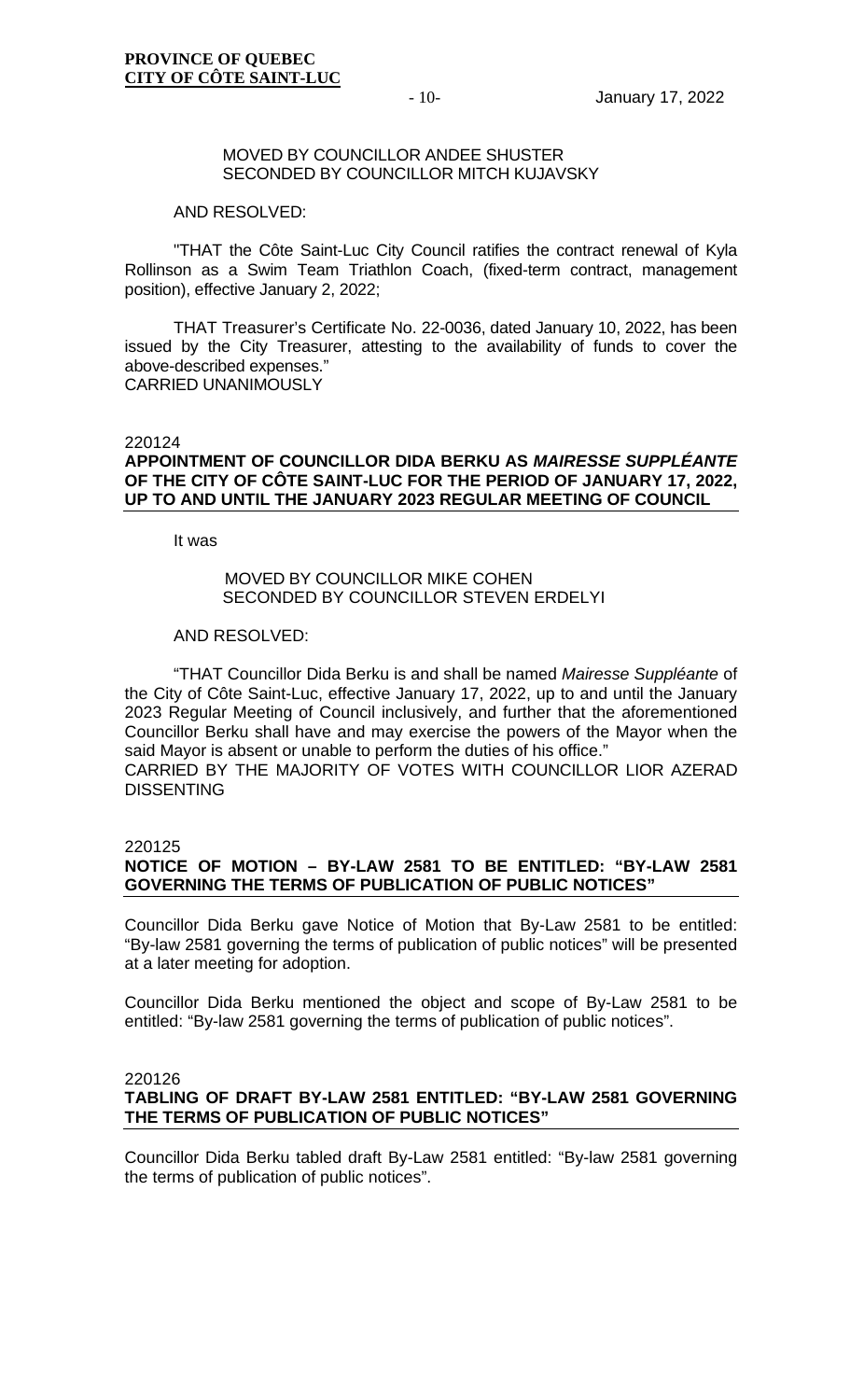MOVED BY COUNCILLOR ANDEE SHUSTER
SECONDED BY COUNCILLOR MITCH KUJAVSKY

AND RESOLVED:

"THAT the Côte Saint-Luc City Council ratifies the contract renewal of Kyla Rollinson as a Swim Team Triathlon Coach, (fixed-term contract, management position), effective January 2, 2022;

THAT Treasurer's Certificate No. 22-0036, dated January 10, 2022, has been issued by the City Treasurer, attesting to the availability of funds to cover the above-described expenses."
CARRIED UNANIMOUSLY

220124

**APPOINTMENT OF COUNCILLOR DIDA BERKU AS *MAIRESSE SUPPLÉANTE* OF THE CITY OF CÔTE SAINT-LUC FOR THE PERIOD OF JANUARY 17, 2022, UP TO AND UNTIL THE JANUARY 2023 REGULAR MEETING OF COUNCIL**

It was

MOVED BY COUNCILLOR MIKE COHEN
SECONDED BY COUNCILLOR STEVEN ERDELYI

AND RESOLVED:

"THAT Councillor Dida Berku is and shall be named *Mairesse Suppléante* of the City of Côte Saint-Luc, effective January 17, 2022, up to and until the January 2023 Regular Meeting of Council inclusively, and further that the aforementioned Councillor Berku shall have and may exercise the powers of the Mayor when the said Mayor is absent or unable to perform the duties of his office."
CARRIED BY THE MAJORITY OF VOTES WITH COUNCILLOR LIOR AZERAD DISSENTING

220125

**NOTICE OF MOTION – BY-LAW 2581 TO BE ENTITLED: "BY-LAW 2581 GOVERNING THE TERMS OF PUBLICATION OF PUBLIC NOTICES"**

Councillor Dida Berku gave Notice of Motion that By-Law 2581 to be entitled: "By-law 2581 governing the terms of publication of public notices" will be presented at a later meeting for adoption.

Councillor Dida Berku mentioned the object and scope of By-Law 2581 to be entitled: "By-law 2581 governing the terms of publication of public notices".

220126

**TABLING OF DRAFT BY-LAW 2581 ENTITLED: "BY-LAW 2581 GOVERNING THE TERMS OF PUBLICATION OF PUBLIC NOTICES"**

Councillor Dida Berku tabled draft By-Law 2581 entitled: "By-law 2581 governing the terms of publication of public notices".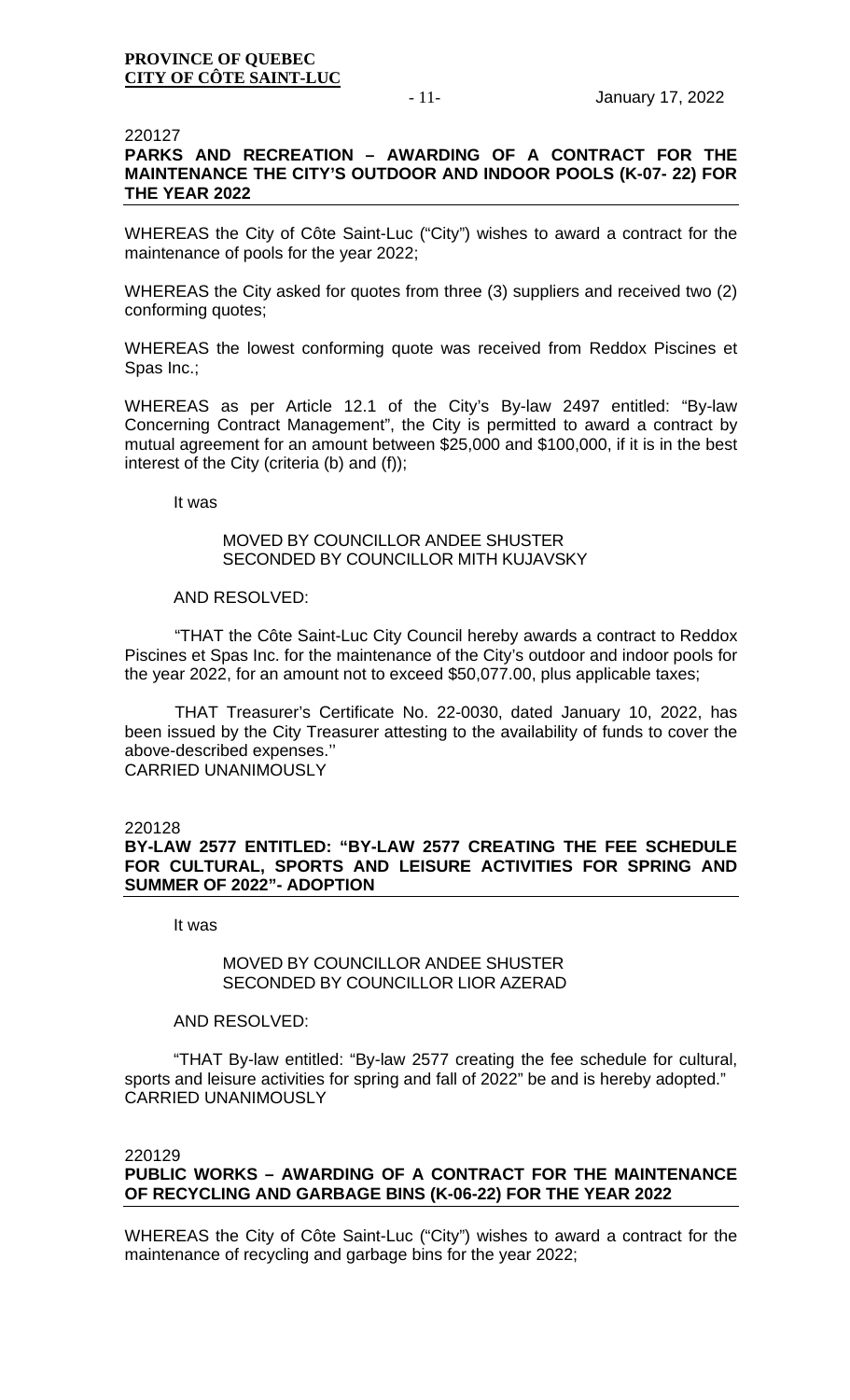220127

**PARKS AND RECREATION – AWARDING OF A CONTRACT FOR THE MAINTENANCE THE CITY'S OUTDOOR AND INDOOR POOLS (K-07- 22) FOR THE YEAR 2022**

WHEREAS the City of Côte Saint-Luc ("City") wishes to award a contract for the maintenance of pools for the year 2022;

WHEREAS the City asked for quotes from three (3) suppliers and received two (2) conforming quotes;

WHEREAS the lowest conforming quote was received from Reddox Piscines et Spas Inc.;

WHEREAS as per Article 12.1 of the City's By-law 2497 entitled: "By-law Concerning Contract Management", the City is permitted to award a contract by mutual agreement for an amount between $25,000 and $100,000, if it is in the best interest of the City (criteria (b) and (f));

It was

MOVED BY COUNCILLOR ANDEE SHUSTER
SECONDED BY COUNCILLOR MITH KUJAVSKY

AND RESOLVED:

"THAT the Côte Saint-Luc City Council hereby awards a contract to Reddox Piscines et Spas Inc. for the maintenance of the City's outdoor and indoor pools for the year 2022, for an amount not to exceed $50,077.00, plus applicable taxes;

THAT Treasurer's Certificate No. 22-0030, dated January 10, 2022, has been issued by the City Treasurer attesting to the availability of funds to cover the above-described expenses.''
CARRIED UNANIMOUSLY

220128

**BY-LAW 2577 ENTITLED: "BY-LAW 2577 CREATING THE FEE SCHEDULE FOR CULTURAL, SPORTS AND LEISURE ACTIVITIES FOR SPRING AND SUMMER OF 2022"- ADOPTION**

It was

MOVED BY COUNCILLOR ANDEE SHUSTER
SECONDED BY COUNCILLOR LIOR AZERAD

AND RESOLVED:

"THAT By-law entitled: "By-law 2577 creating the fee schedule for cultural, sports and leisure activities for spring and fall of 2022" be and is hereby adopted."
CARRIED UNANIMOUSLY

220129

**PUBLIC WORKS – AWARDING OF A CONTRACT FOR THE MAINTENANCE OF RECYCLING AND GARBAGE BINS (K-06-22) FOR THE YEAR 2022**

WHEREAS the City of Côte Saint-Luc ("City") wishes to award a contract for the maintenance of recycling and garbage bins for the year 2022;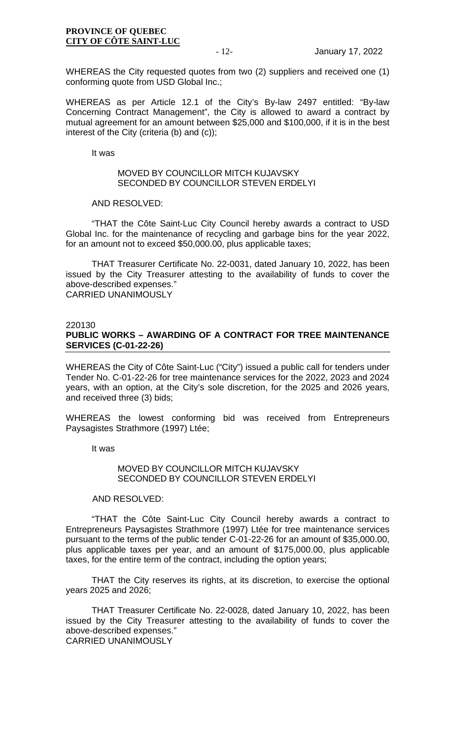WHEREAS the City requested quotes from two (2) suppliers and received one (1) conforming quote from USD Global Inc.;

WHEREAS as per Article 12.1 of the City's By-law 2497 entitled: "By-law Concerning Contract Management", the City is allowed to award a contract by mutual agreement for an amount between $25,000 and $100,000, if it is in the best interest of the City (criteria (b) and (c));

It was

MOVED BY COUNCILLOR MITCH KUJAVSKY
SECONDED BY COUNCILLOR STEVEN ERDELYI

AND RESOLVED:

"THAT the Côte Saint-Luc City Council hereby awards a contract to USD Global Inc. for the maintenance of recycling and garbage bins for the year 2022, for an amount not to exceed $50,000.00, plus applicable taxes;

THAT Treasurer Certificate No. 22-0031, dated January 10, 2022, has been issued by the City Treasurer attesting to the availability of funds to cover the above-described expenses."
CARRIED UNANIMOUSLY

220130

## PUBLIC WORKS – AWARDING OF A CONTRACT FOR TREE MAINTENANCE SERVICES (C-01-22-26)

WHEREAS the City of Côte Saint-Luc ("City") issued a public call for tenders under Tender No. C-01-22-26 for tree maintenance services for the 2022, 2023 and 2024 years, with an option, at the City's sole discretion, for the 2025 and 2026 years, and received three (3) bids;

WHEREAS the lowest conforming bid was received from Entrepreneurs Paysagistes Strathmore (1997) Ltée;

It was

MOVED BY COUNCILLOR MITCH KUJAVSKY
SECONDED BY COUNCILLOR STEVEN ERDELYI

AND RESOLVED:

"THAT the Côte Saint-Luc City Council hereby awards a contract to Entrepreneurs Paysagistes Strathmore (1997) Ltée for tree maintenance services pursuant to the terms of the public tender C-01-22-26 for an amount of $35,000.00, plus applicable taxes per year, and an amount of $175,000.00, plus applicable taxes, for the entire term of the contract, including the option years;

THAT the City reserves its rights, at its discretion, to exercise the optional years 2025 and 2026;

THAT Treasurer Certificate No. 22-0028, dated January 10, 2022, has been issued by the City Treasurer attesting to the availability of funds to cover the above-described expenses."
CARRIED UNANIMOUSLY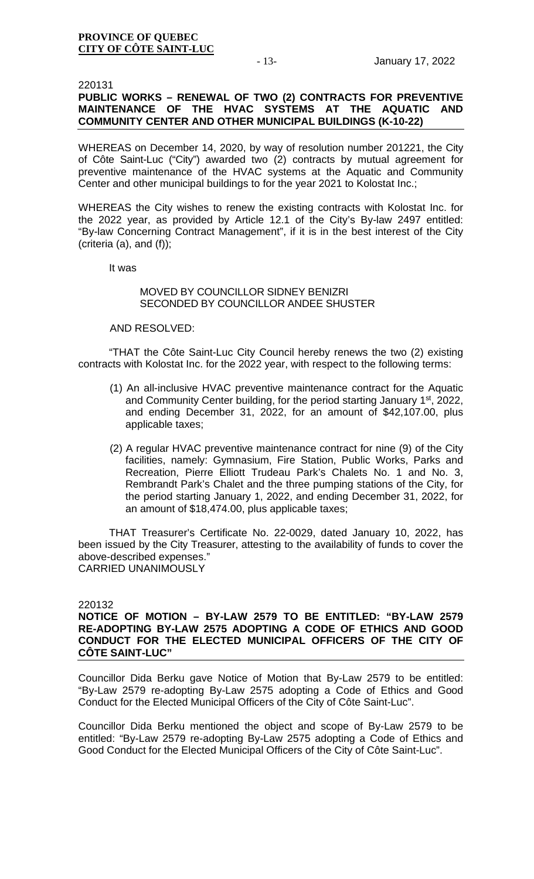220131

**PUBLIC WORKS – RENEWAL OF TWO (2) CONTRACTS FOR PREVENTIVE MAINTENANCE OF THE HVAC SYSTEMS AT THE AQUATIC AND COMMUNITY CENTER AND OTHER MUNICIPAL BUILDINGS (K-10-22)**

WHEREAS on December 14, 2020, by way of resolution number 201221, the City of Côte Saint-Luc ("City") awarded two (2) contracts by mutual agreement for preventive maintenance of the HVAC systems at the Aquatic and Community Center and other municipal buildings to for the year 2021 to Kolostat Inc.;

WHEREAS the City wishes to renew the existing contracts with Kolostat Inc. for the 2022 year, as provided by Article 12.1 of the City's By-law 2497 entitled: "By-law Concerning Contract Management", if it is in the best interest of the City (criteria (a), and (f));

It was

MOVED BY COUNCILLOR SIDNEY BENIZRI
SECONDED BY COUNCILLOR ANDEE SHUSTER

AND RESOLVED:

"THAT the Côte Saint-Luc City Council hereby renews the two (2) existing contracts with Kolostat Inc. for the 2022 year, with respect to the following terms:

(1) An all-inclusive HVAC preventive maintenance contract for the Aquatic and Community Center building, for the period starting January 1st, 2022, and ending December 31, 2022, for an amount of $42,107.00, plus applicable taxes;

(2) A regular HVAC preventive maintenance contract for nine (9) of the City facilities, namely: Gymnasium, Fire Station, Public Works, Parks and Recreation, Pierre Elliott Trudeau Park's Chalets No. 1 and No. 3, Rembrandt Park's Chalet and the three pumping stations of the City, for the period starting January 1, 2022, and ending December 31, 2022, for an amount of $18,474.00, plus applicable taxes;

THAT Treasurer's Certificate No. 22-0029, dated January 10, 2022, has been issued by the City Treasurer, attesting to the availability of funds to cover the above-described expenses."
CARRIED UNANIMOUSLY

220132

**NOTICE OF MOTION – BY-LAW 2579 TO BE ENTITLED: "BY-LAW 2579 RE-ADOPTING BY-LAW 2575 ADOPTING A CODE OF ETHICS AND GOOD CONDUCT FOR THE ELECTED MUNICIPAL OFFICERS OF THE CITY OF CÔTE SAINT-LUC"**

Councillor Dida Berku gave Notice of Motion that By-Law 2579 to be entitled: "By-Law 2579 re-adopting By-Law 2575 adopting a Code of Ethics and Good Conduct for the Elected Municipal Officers of the City of Côte Saint-Luc".

Councillor Dida Berku mentioned the object and scope of By-Law 2579 to be entitled: "By-Law 2579 re-adopting By-Law 2575 adopting a Code of Ethics and Good Conduct for the Elected Municipal Officers of the City of Côte Saint-Luc".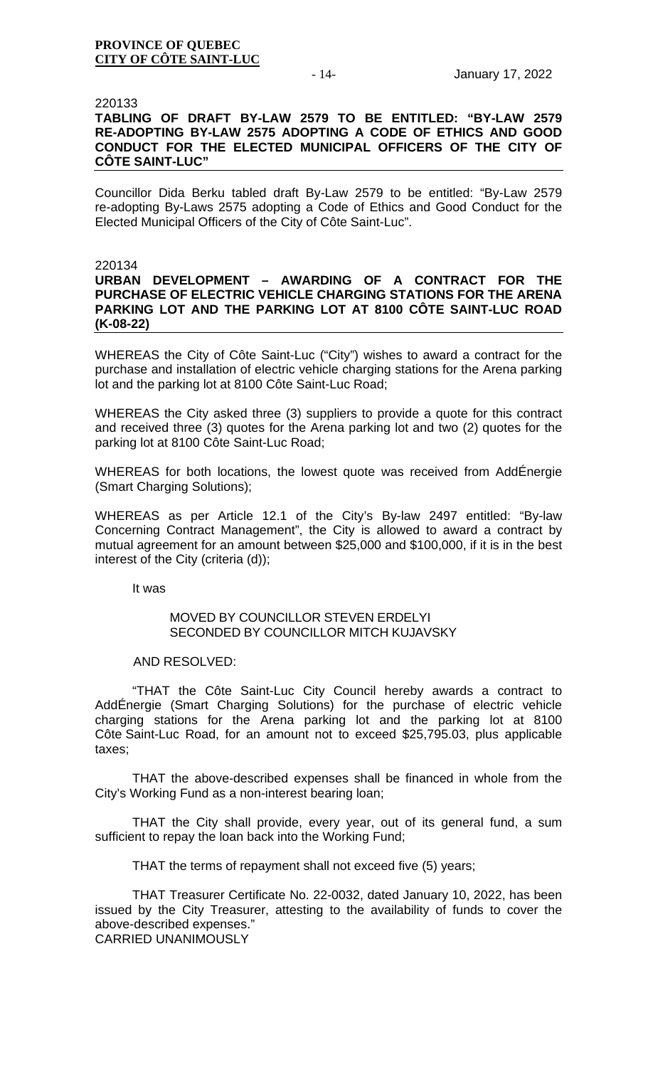220133

**TABLING OF DRAFT BY-LAW 2579 TO BE ENTITLED: "BY-LAW 2579 RE-ADOPTING BY-LAW 2575 ADOPTING A CODE OF ETHICS AND GOOD CONDUCT FOR THE ELECTED MUNICIPAL OFFICERS OF THE CITY OF CÔTE SAINT-LUC"**

Councillor Dida Berku tabled draft By-Law 2579 to be entitled: "By-Law 2579 re-adopting By-Laws 2575 adopting a Code of Ethics and Good Conduct for the Elected Municipal Officers of the City of Côte Saint-Luc".

220134

**URBAN DEVELOPMENT – AWARDING OF A CONTRACT FOR THE PURCHASE OF ELECTRIC VEHICLE CHARGING STATIONS FOR THE ARENA PARKING LOT AND THE PARKING LOT AT 8100 CÔTE SAINT-LUC ROAD (K-08-22)**

WHEREAS the City of Côte Saint-Luc ("City") wishes to award a contract for the purchase and installation of electric vehicle charging stations for the Arena parking lot and the parking lot at 8100 Côte Saint-Luc Road;

WHEREAS the City asked three (3) suppliers to provide a quote for this contract and received three (3) quotes for the Arena parking lot and two (2) quotes for the parking lot at 8100 Côte Saint-Luc Road;

WHEREAS for both locations, the lowest quote was received from AddÉnergie (Smart Charging Solutions);

WHEREAS as per Article 12.1 of the City's By-law 2497 entitled: "By-law Concerning Contract Management", the City is allowed to award a contract by mutual agreement for an amount between $25,000 and $100,000, if it is in the best interest of the City (criteria (d));

It was

MOVED BY COUNCILLOR STEVEN ERDELYI
SECONDED BY COUNCILLOR MITCH KUJAVSKY

AND RESOLVED:

"THAT the Côte Saint-Luc City Council hereby awards a contract to AddÉnergie (Smart Charging Solutions) for the purchase of electric vehicle charging stations for the Arena parking lot and the parking lot at 8100 Côte Saint-Luc Road, for an amount not to exceed $25,795.03, plus applicable taxes;

THAT the above-described expenses shall be financed in whole from the City's Working Fund as a non-interest bearing loan;

THAT the City shall provide, every year, out of its general fund, a sum sufficient to repay the loan back into the Working Fund;

THAT the terms of repayment shall not exceed five (5) years;

THAT Treasurer Certificate No. 22-0032, dated January 10, 2022, has been issued by the City Treasurer, attesting to the availability of funds to cover the above-described expenses."

CARRIED UNANIMOUSLY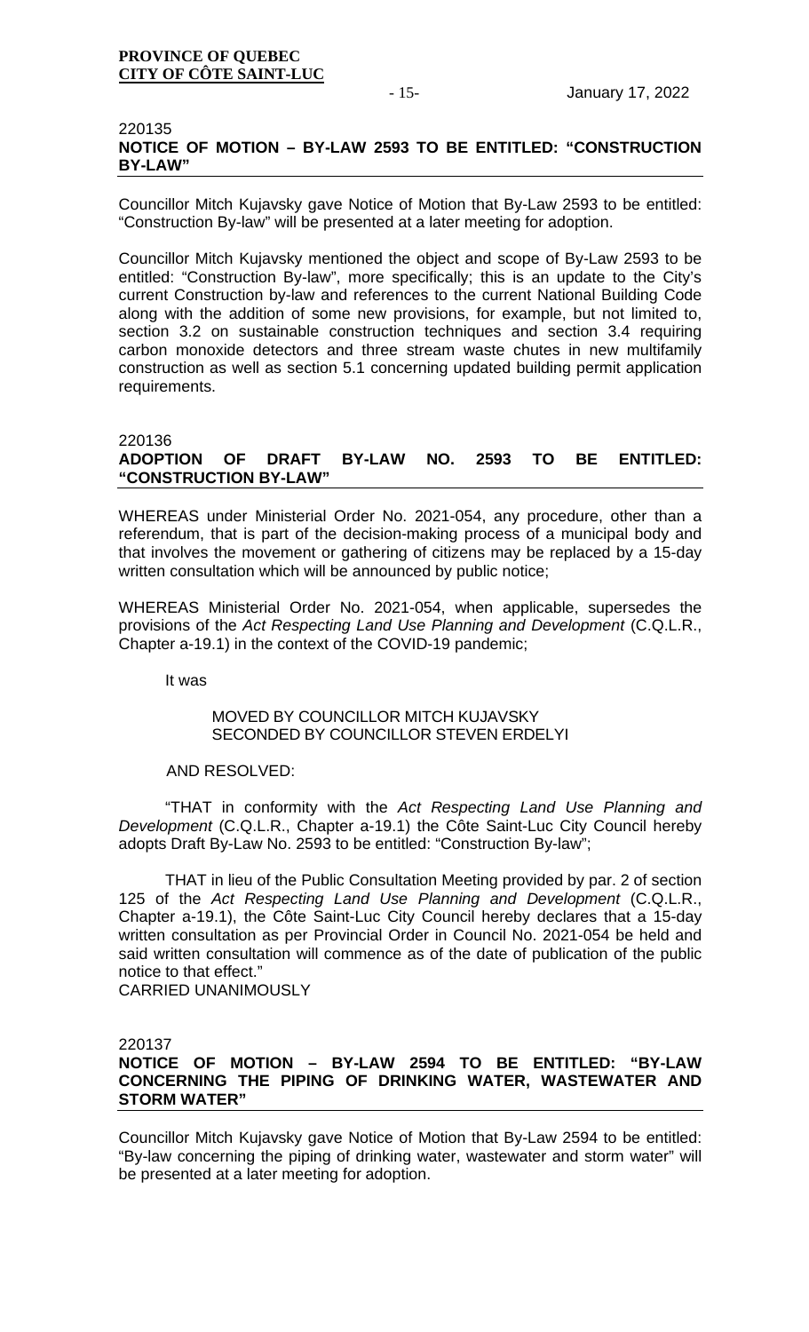220135
**NOTICE OF MOTION – BY-LAW 2593 TO BE ENTITLED: "CONSTRUCTION BY-LAW"**

Councillor Mitch Kujavsky gave Notice of Motion that By-Law 2593 to be entitled: "Construction By-law" will be presented at a later meeting for adoption.

Councillor Mitch Kujavsky mentioned the object and scope of By-Law 2593 to be entitled: "Construction By-law", more specifically; this is an update to the City's current Construction by-law and references to the current National Building Code along with the addition of some new provisions, for example, but not limited to, section 3.2 on sustainable construction techniques and section 3.4 requiring carbon monoxide detectors and three stream waste chutes in new multifamily construction as well as section 5.1 concerning updated building permit application requirements.

220136
**ADOPTION OF DRAFT BY-LAW NO. 2593 TO BE ENTITLED: "CONSTRUCTION BY-LAW"**

WHEREAS under Ministerial Order No. 2021-054, any procedure, other than a referendum, that is part of the decision-making process of a municipal body and that involves the movement or gathering of citizens may be replaced by a 15-day written consultation which will be announced by public notice;

WHEREAS Ministerial Order No. 2021-054, when applicable, supersedes the provisions of the *Act Respecting Land Use Planning and Development* (C.Q.L.R., Chapter a-19.1) in the context of the COVID-19 pandemic;

It was

MOVED BY COUNCILLOR MITCH KUJAVSKY
SECONDED BY COUNCILLOR STEVEN ERDELYI

AND RESOLVED:

"THAT in conformity with the *Act Respecting Land Use Planning and Development* (C.Q.L.R., Chapter a-19.1) the Côte Saint-Luc City Council hereby adopts Draft By-Law No. 2593 to be entitled: "Construction By-law";

THAT in lieu of the Public Consultation Meeting provided by par. 2 of section 125 of the *Act Respecting Land Use Planning and Development* (C.Q.L.R., Chapter a-19.1), the Côte Saint-Luc City Council hereby declares that a 15-day written consultation as per Provincial Order in Council No. 2021-054 be held and said written consultation will commence as of the date of publication of the public notice to that effect."
CARRIED UNANIMOUSLY

220137
**NOTICE OF MOTION – BY-LAW 2594 TO BE ENTITLED: "BY-LAW CONCERNING THE PIPING OF DRINKING WATER, WASTEWATER AND STORM WATER"**

Councillor Mitch Kujavsky gave Notice of Motion that By-Law 2594 to be entitled: "By-law concerning the piping of drinking water, wastewater and storm water" will be presented at a later meeting for adoption.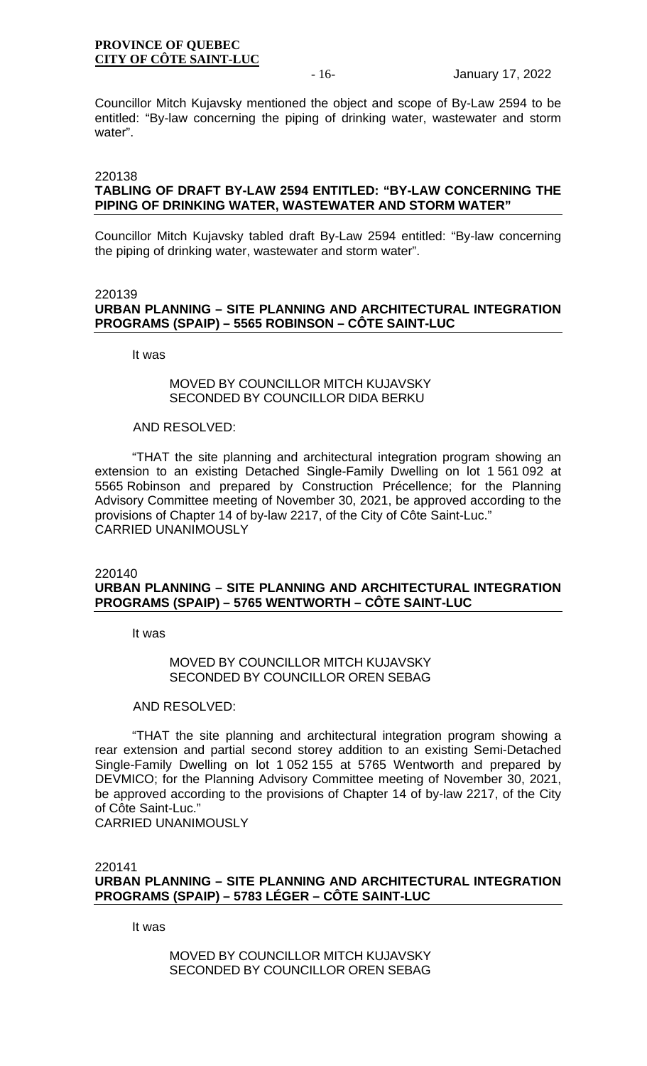Councillor Mitch Kujavsky mentioned the object and scope of By-Law 2594 to be entitled: "By-law concerning the piping of drinking water, wastewater and storm water".

220138
**TABLING OF DRAFT BY-LAW 2594 ENTITLED: "BY-LAW CONCERNING THE PIPING OF DRINKING WATER, WASTEWATER AND STORM WATER"**

Councillor Mitch Kujavsky tabled draft By-Law 2594 entitled: "By-law concerning the piping of drinking water, wastewater and storm water".

220139
**URBAN PLANNING – SITE PLANNING AND ARCHITECTURAL INTEGRATION PROGRAMS (SPAIP) – 5565 ROBINSON – CÔTE SAINT-LUC**

It was

MOVED BY COUNCILLOR MITCH KUJAVSKY
SECONDED BY COUNCILLOR DIDA BERKU

AND RESOLVED:

"THAT the site planning and architectural integration program showing an extension to an existing Detached Single-Family Dwelling on lot 1 561 092 at 5565 Robinson and prepared by Construction Précellence; for the Planning Advisory Committee meeting of November 30, 2021, be approved according to the provisions of Chapter 14 of by-law 2217, of the City of Côte Saint-Luc."
CARRIED UNANIMOUSLY

220140
**URBAN PLANNING – SITE PLANNING AND ARCHITECTURAL INTEGRATION PROGRAMS (SPAIP) – 5765 WENTWORTH – CÔTE SAINT-LUC**

It was

MOVED BY COUNCILLOR MITCH KUJAVSKY
SECONDED BY COUNCILLOR OREN SEBAG

AND RESOLVED:

"THAT the site planning and architectural integration program showing a rear extension and partial second storey addition to an existing Semi-Detached Single-Family Dwelling on lot 1 052 155 at 5765 Wentworth and prepared by DEVMICO; for the Planning Advisory Committee meeting of November 30, 2021, be approved according to the provisions of Chapter 14 of by-law 2217, of the City of Côte Saint-Luc."
CARRIED UNANIMOUSLY

220141
**URBAN PLANNING – SITE PLANNING AND ARCHITECTURAL INTEGRATION PROGRAMS (SPAIP) – 5783 LÉGER – CÔTE SAINT-LUC**

It was

MOVED BY COUNCILLOR MITCH KUJAVSKY
SECONDED BY COUNCILLOR OREN SEBAG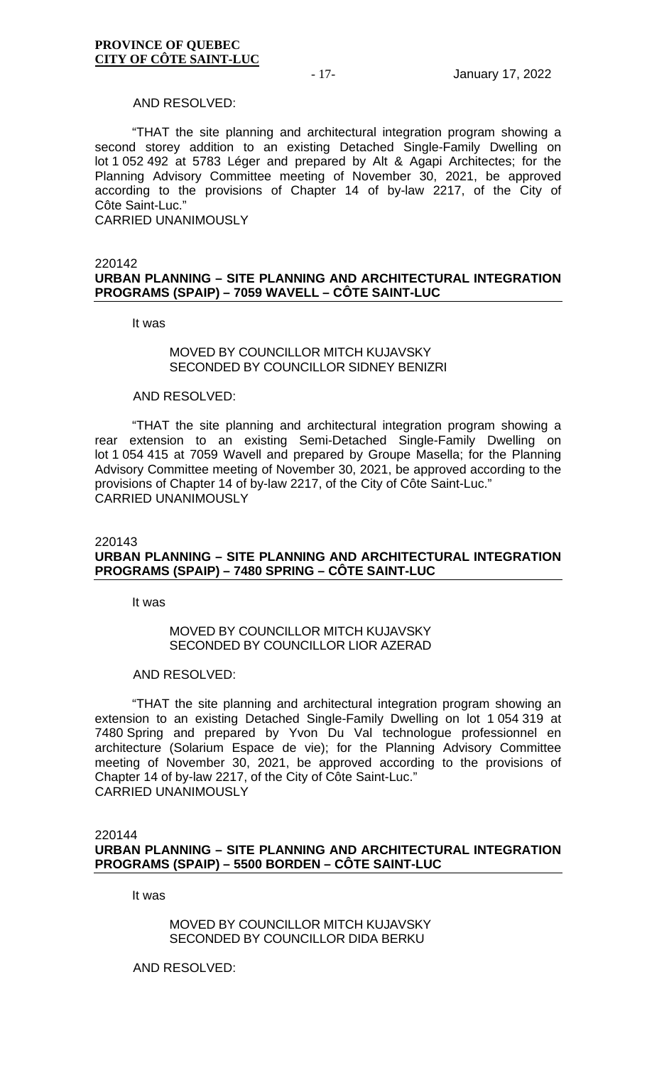AND RESOLVED:

"THAT the site planning and architectural integration program showing a second storey addition to an existing Detached Single-Family Dwelling on lot 1 052 492 at 5783 Léger and prepared by Alt & Agapi Architectes; for the Planning Advisory Committee meeting of November 30, 2021, be approved according to the provisions of Chapter 14 of by-law 2217, of the City of Côte Saint-Luc."
CARRIED UNANIMOUSLY

220142
**URBAN PLANNING – SITE PLANNING AND ARCHITECTURAL INTEGRATION PROGRAMS (SPAIP) – 7059 WAVELL – CÔTE SAINT-LUC**

It was

MOVED BY COUNCILLOR MITCH KUJAVSKY
SECONDED BY COUNCILLOR SIDNEY BENIZRI

AND RESOLVED:

"THAT the site planning and architectural integration program showing a rear extension to an existing Semi-Detached Single-Family Dwelling on lot 1 054 415 at 7059 Wavell and prepared by Groupe Masella; for the Planning Advisory Committee meeting of November 30, 2021, be approved according to the provisions of Chapter 14 of by-law 2217, of the City of Côte Saint-Luc."
CARRIED UNANIMOUSLY

220143
**URBAN PLANNING – SITE PLANNING AND ARCHITECTURAL INTEGRATION PROGRAMS (SPAIP) – 7480 SPRING – CÔTE SAINT-LUC**

It was

MOVED BY COUNCILLOR MITCH KUJAVSKY
SECONDED BY COUNCILLOR LIOR AZERAD

AND RESOLVED:

"THAT the site planning and architectural integration program showing an extension to an existing Detached Single-Family Dwelling on lot 1 054 319 at 7480 Spring and prepared by Yvon Du Val technologue professionnel en architecture (Solarium Espace de vie); for the Planning Advisory Committee meeting of November 30, 2021, be approved according to the provisions of Chapter 14 of by-law 2217, of the City of Côte Saint-Luc."
CARRIED UNANIMOUSLY

220144
**URBAN PLANNING – SITE PLANNING AND ARCHITECTURAL INTEGRATION PROGRAMS (SPAIP) – 5500 BORDEN – CÔTE SAINT-LUC**

It was

MOVED BY COUNCILLOR MITCH KUJAVSKY
SECONDED BY COUNCILLOR DIDA BERKU

AND RESOLVED: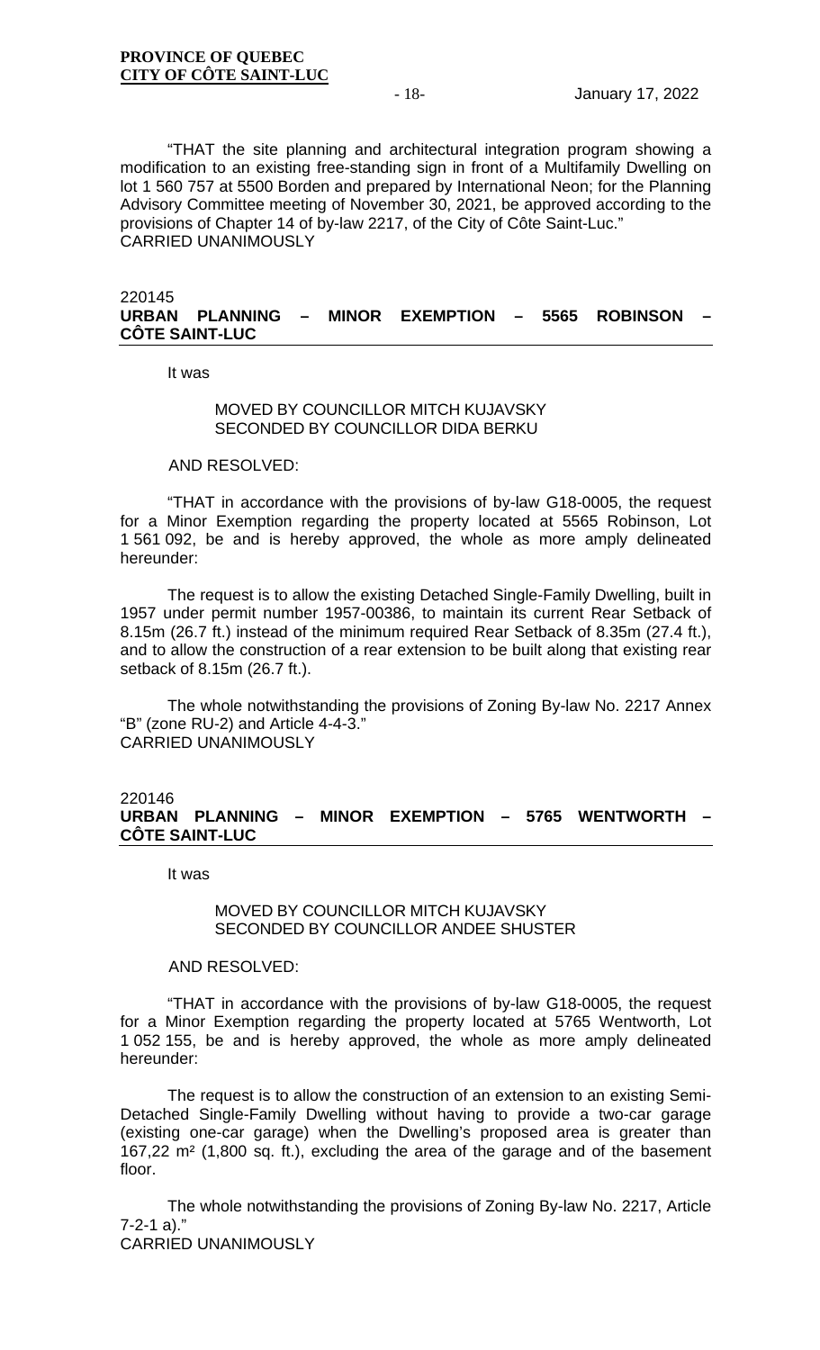"THAT the site planning and architectural integration program showing a modification to an existing free-standing sign in front of a Multifamily Dwelling on lot 1 560 757 at 5500 Borden and prepared by International Neon; for the Planning Advisory Committee meeting of November 30, 2021, be approved according to the provisions of Chapter 14 of by-law 2217, of the City of Côte Saint-Luc."
CARRIED UNANIMOUSLY

220145
**URBAN PLANNING – MINOR EXEMPTION – 5565 ROBINSON – CÔTE SAINT-LUC**

It was

MOVED BY COUNCILLOR MITCH KUJAVSKY
SECONDED BY COUNCILLOR DIDA BERKU

AND RESOLVED:

"THAT in accordance with the provisions of by-law G18-0005, the request for a Minor Exemption regarding the property located at 5565 Robinson, Lot 1 561 092, be and is hereby approved, the whole as more amply delineated hereunder:

The request is to allow the existing Detached Single-Family Dwelling, built in 1957 under permit number 1957-00386, to maintain its current Rear Setback of 8.15m (26.7 ft.) instead of the minimum required Rear Setback of 8.35m (27.4 ft.), and to allow the construction of a rear extension to be built along that existing rear setback of 8.15m (26.7 ft.).

The whole notwithstanding the provisions of Zoning By-law No. 2217 Annex "B" (zone RU-2) and Article 4-4-3."
CARRIED UNANIMOUSLY

220146
**URBAN PLANNING – MINOR EXEMPTION – 5765 WENTWORTH – CÔTE SAINT-LUC**

It was

MOVED BY COUNCILLOR MITCH KUJAVSKY
SECONDED BY COUNCILLOR ANDEE SHUSTER

AND RESOLVED:

"THAT in accordance with the provisions of by-law G18-0005, the request for a Minor Exemption regarding the property located at 5765 Wentworth, Lot 1 052 155, be and is hereby approved, the whole as more amply delineated hereunder:

The request is to allow the construction of an extension to an existing Semi-Detached Single-Family Dwelling without having to provide a two-car garage (existing one-car garage) when the Dwelling's proposed area is greater than 167,22 m² (1,800 sq. ft.), excluding the area of the garage and of the basement floor.

The whole notwithstanding the provisions of Zoning By-law No. 2217, Article 7-2-1 a)."
CARRIED UNANIMOUSLY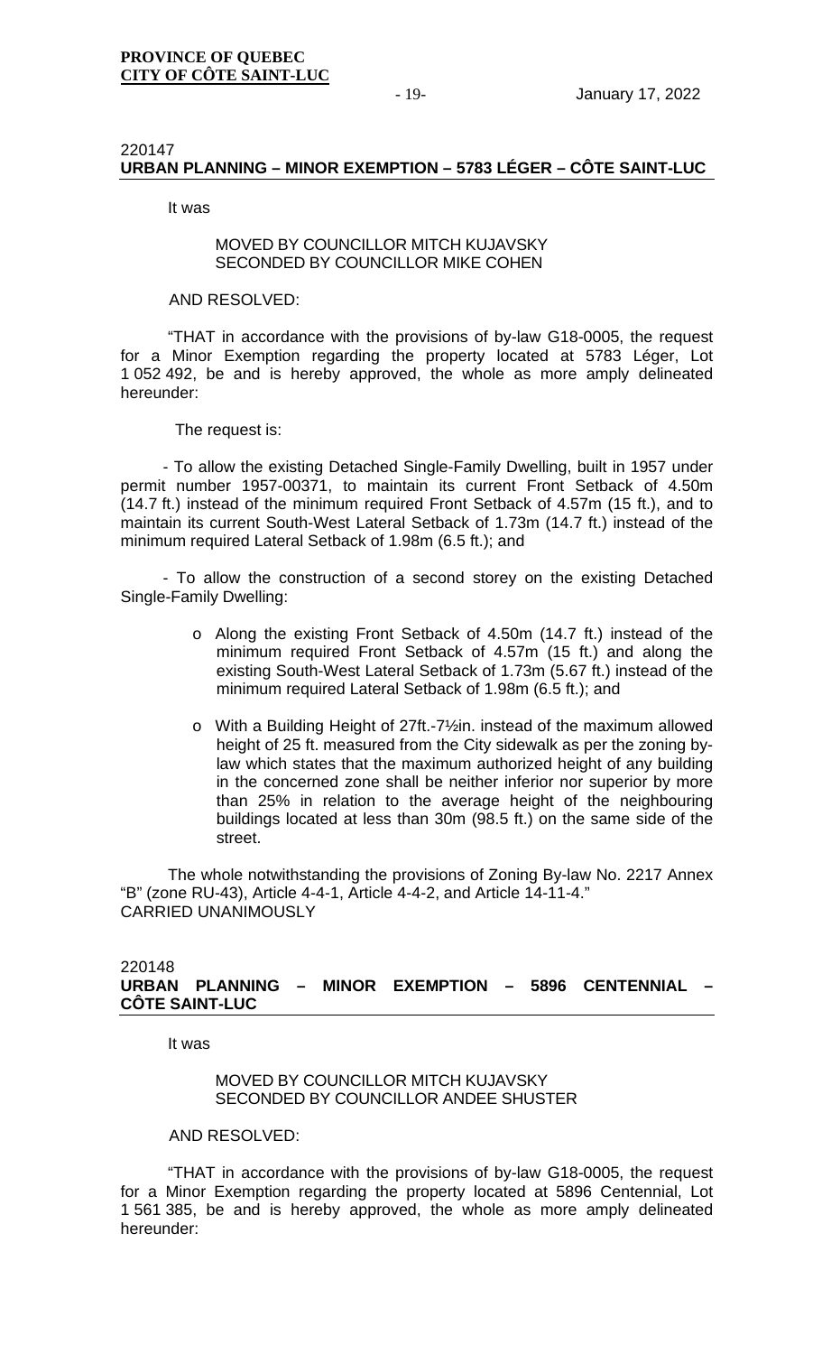220147
**URBAN PLANNING – MINOR EXEMPTION – 5783 LÉGER – CÔTE SAINT-LUC**

It was

MOVED BY COUNCILLOR MITCH KUJAVSKY
SECONDED BY COUNCILLOR MIKE COHEN

AND RESOLVED:

"THAT in accordance with the provisions of by-law G18-0005, the request for a Minor Exemption regarding the property located at 5783 Léger, Lot 1 052 492, be and is hereby approved, the whole as more amply delineated hereunder:

The request is:

- To allow the existing Detached Single-Family Dwelling, built in 1957 under permit number 1957-00371, to maintain its current Front Setback of 4.50m (14.7 ft.) instead of the minimum required Front Setback of 4.57m (15 ft.), and to maintain its current South-West Lateral Setback of 1.73m (14.7 ft.) instead of the minimum required Lateral Setback of 1.98m (6.5 ft.); and

- To allow the construction of a second storey on the existing Detached Single-Family Dwelling:

  - Along the existing Front Setback of 4.50m (14.7 ft.) instead of the minimum required Front Setback of 4.57m (15 ft.) and along the existing South-West Lateral Setback of 1.73m (5.67 ft.) instead of the minimum required Lateral Setback of 1.98m (6.5 ft.); and

  - With a Building Height of 27ft.-7½in. instead of the maximum allowed height of 25 ft. measured from the City sidewalk as per the zoning by-law which states that the maximum authorized height of any building in the concerned zone shall be neither inferior nor superior by more than 25% in relation to the average height of the neighbouring buildings located at less than 30m (98.5 ft.) on the same side of the street.

The whole notwithstanding the provisions of Zoning By-law No. 2217 Annex "B" (zone RU-43), Article 4-4-1, Article 4-4-2, and Article 14-11-4."
CARRIED UNANIMOUSLY

220148
**URBAN PLANNING – MINOR EXEMPTION – 5896 CENTENNIAL – CÔTE SAINT-LUC**

It was

MOVED BY COUNCILLOR MITCH KUJAVSKY
SECONDED BY COUNCILLOR ANDEE SHUSTER

AND RESOLVED:

"THAT in accordance with the provisions of by-law G18-0005, the request for a Minor Exemption regarding the property located at 5896 Centennial, Lot 1 561 385, be and is hereby approved, the whole as more amply delineated hereunder: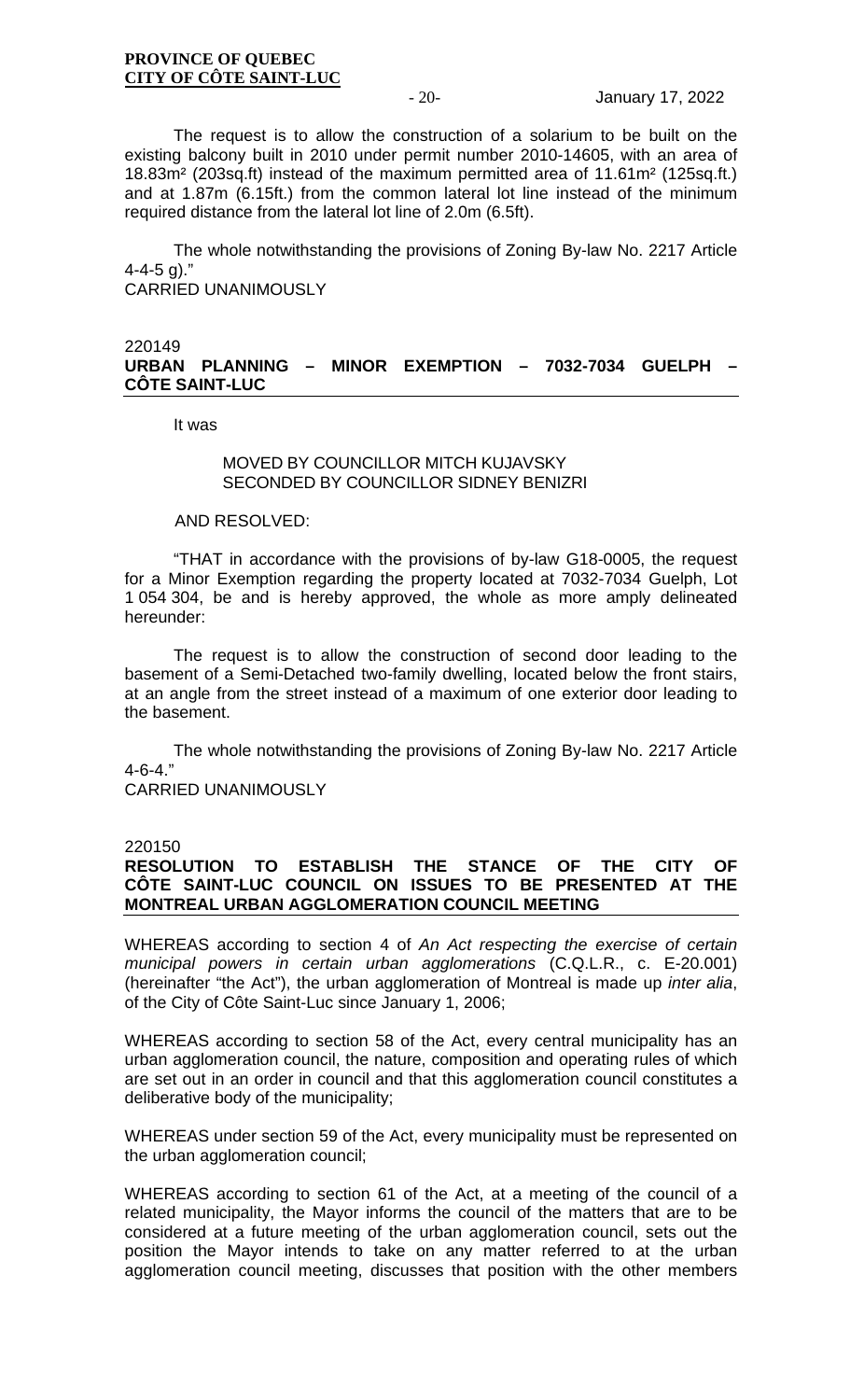The request is to allow the construction of a solarium to be built on the existing balcony built in 2010 under permit number 2010-14605, with an area of 18.83m² (203sq.ft) instead of the maximum permitted area of 11.61m² (125sq.ft.) and at 1.87m (6.15ft.) from the common lateral lot line instead of the minimum required distance from the lateral lot line of 2.0m (6.5ft).

The whole notwithstanding the provisions of Zoning By-law No. 2217 Article 4-4-5 g)."

CARRIED UNANIMOUSLY

220149

**URBAN PLANNING – MINOR EXEMPTION – 7032-7034 GUELPH – CÔTE SAINT-LUC**

It was

MOVED BY COUNCILLOR MITCH KUJAVSKY
SECONDED BY COUNCILLOR SIDNEY BENIZRI

AND RESOLVED:

"THAT in accordance with the provisions of by-law G18-0005, the request for a Minor Exemption regarding the property located at 7032-7034 Guelph, Lot 1 054 304, be and is hereby approved, the whole as more amply delineated hereunder:

The request is to allow the construction of second door leading to the basement of a Semi-Detached two-family dwelling, located below the front stairs, at an angle from the street instead of a maximum of one exterior door leading to the basement.

The whole notwithstanding the provisions of Zoning By-law No. 2217 Article 4-6-4."

CARRIED UNANIMOUSLY

220150

**RESOLUTION TO ESTABLISH THE STANCE OF THE CITY OF CÔTE SAINT-LUC COUNCIL ON ISSUES TO BE PRESENTED AT THE MONTREAL URBAN AGGLOMERATION COUNCIL MEETING**

WHEREAS according to section 4 of *An Act respecting the exercise of certain municipal powers in certain urban agglomerations* (C.Q.L.R., c. E-20.001) (hereinafter "the Act"), the urban agglomeration of Montreal is made up *inter alia*, of the City of Côte Saint-Luc since January 1, 2006;

WHEREAS according to section 58 of the Act, every central municipality has an urban agglomeration council, the nature, composition and operating rules of which are set out in an order in council and that this agglomeration council constitutes a deliberative body of the municipality;

WHEREAS under section 59 of the Act, every municipality must be represented on the urban agglomeration council;

WHEREAS according to section 61 of the Act, at a meeting of the council of a related municipality, the Mayor informs the council of the matters that are to be considered at a future meeting of the urban agglomeration council, sets out the position the Mayor intends to take on any matter referred to at the urban agglomeration council meeting, discusses that position with the other members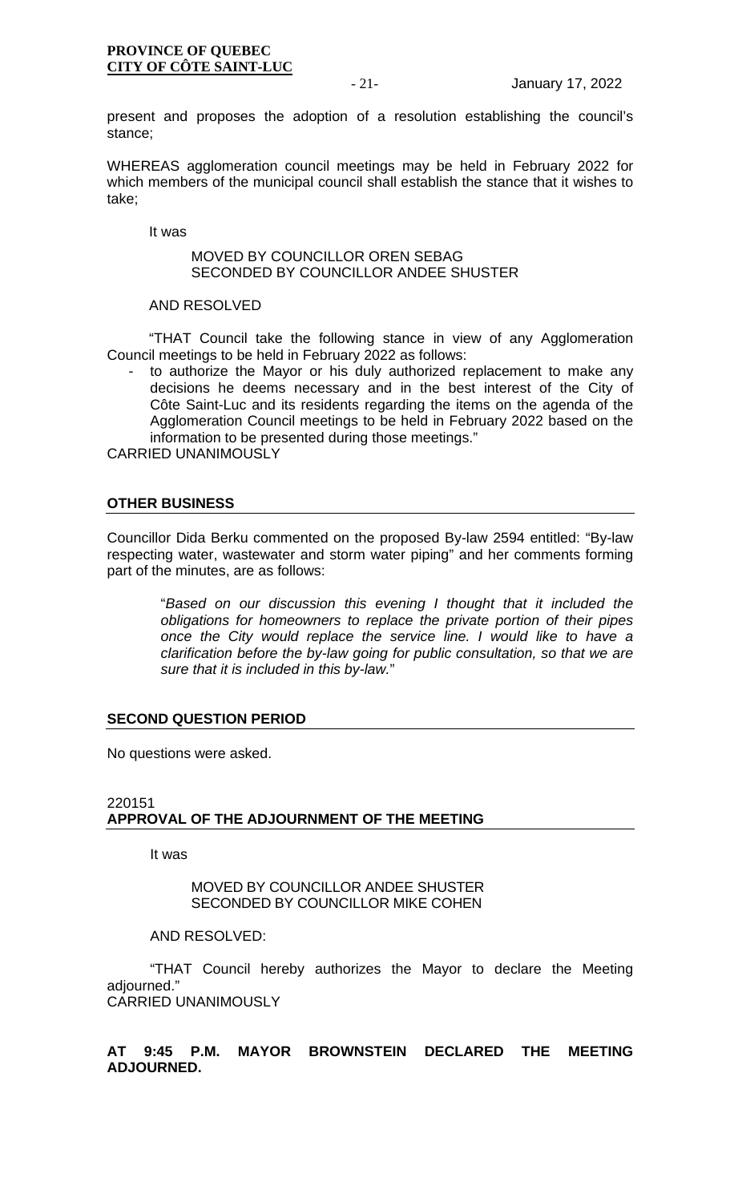present and proposes the adoption of a resolution establishing the council's stance;

WHEREAS agglomeration council meetings may be held in February 2022 for which members of the municipal council shall establish the stance that it wishes to take;

It was

MOVED BY COUNCILLOR OREN SEBAG
SECONDED BY COUNCILLOR ANDEE SHUSTER

AND RESOLVED

"THAT Council take the following stance in view of any Agglomeration Council meetings to be held in February 2022 as follows:

- to authorize the Mayor or his duly authorized replacement to make any decisions he deems necessary and in the best interest of the City of Côte Saint-Luc and its residents regarding the items on the agenda of the Agglomeration Council meetings to be held in February 2022 based on the information to be presented during those meetings."

CARRIED UNANIMOUSLY

## OTHER BUSINESS

Councillor Dida Berku commented on the proposed By-law 2594 entitled: "By-law respecting water, wastewater and storm water piping" and her comments forming part of the minutes, are as follows:

> "*Based on our discussion this evening I thought that it included the obligations for homeowners to replace the private portion of their pipes once the City would replace the service line. I would like to have a clarification before the by-law going for public consultation, so that we are sure that it is included in this by-law.*"

## SECOND QUESTION PERIOD

No questions were asked.

220151
## APPROVAL OF THE ADJOURNMENT OF THE MEETING

It was

MOVED BY COUNCILLOR ANDEE SHUSTER
SECONDED BY COUNCILLOR MIKE COHEN

AND RESOLVED:

"THAT Council hereby authorizes the Mayor to declare the Meeting adjourned."

CARRIED UNANIMOUSLY

**AT 9:45 P.M. MAYOR BROWNSTEIN DECLARED THE MEETING ADJOURNED.**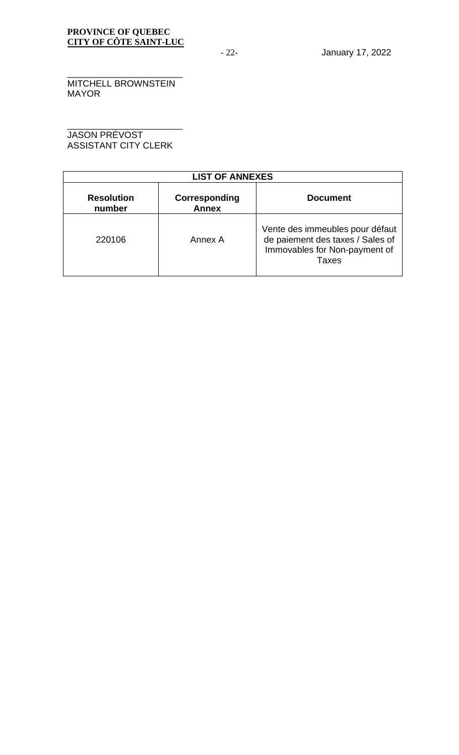_______________________
MITCHELL BROWNSTEIN
MAYOR

_______________________
JASON PRÉVOST
ASSISTANT CITY CLERK

| LIST OF ANNEXES | | |
|---|---|---|
| **Resolution number** | **Corresponding Annex** | **Document** |
| 220106 | Annex A | Vente des immeubles pour défaut de paiement des taxes / Sales of Immovables for Non-payment of Taxes |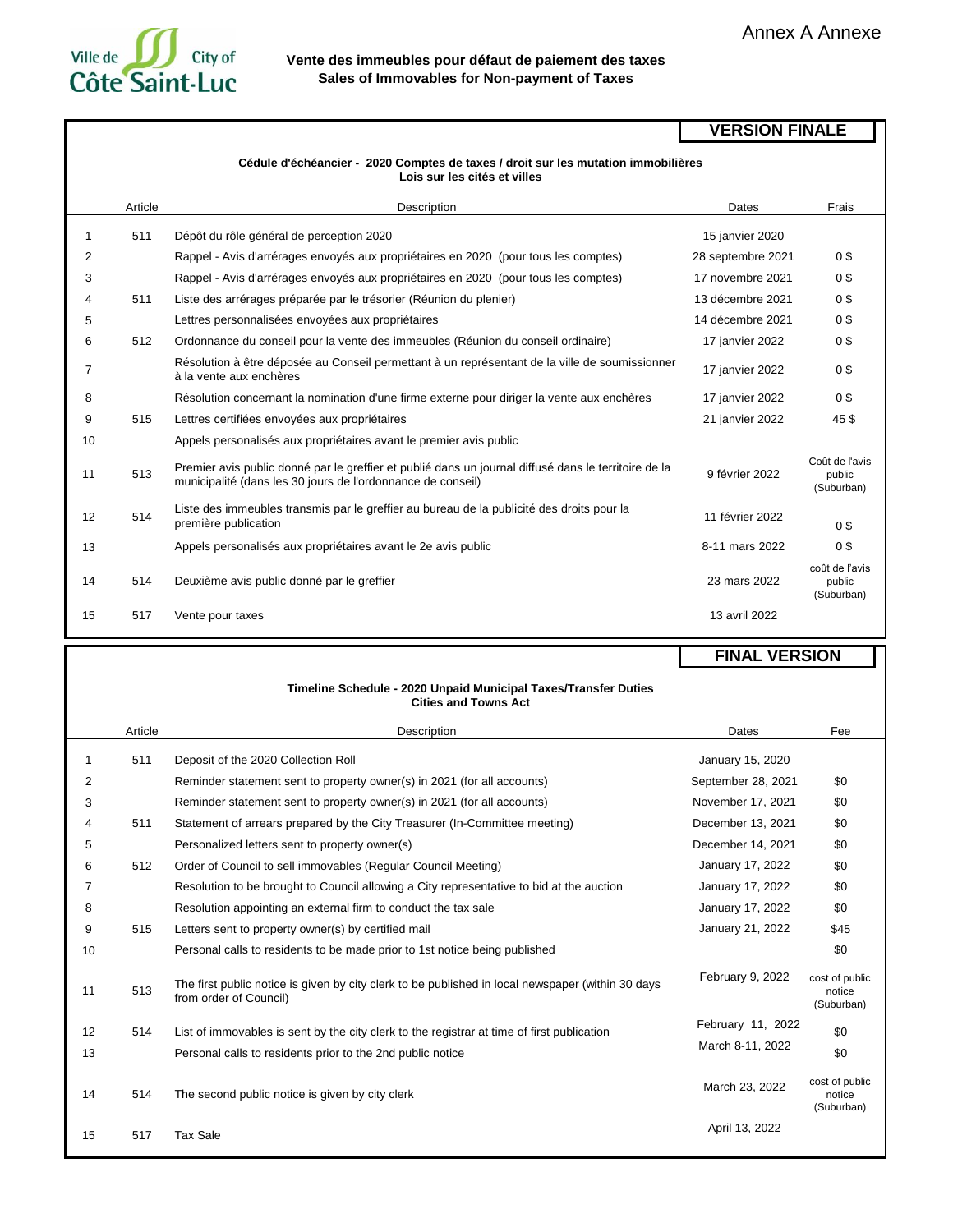Annex A Annexe

Ville de Côte Saint-Luc City of

**Vente des immeubles pour défaut de paiement des taxes**
**Sales of Immovables for Non-payment of Taxes**

**VERSION FINALE**

**Cédule d'échéancier - 2020 Comptes de taxes / droit sur les mutation immobilières**
**Lois sur les cités et villes**

| | Article | Description | Dates | Frais |
|---|---|---|---|---|
| 1 | 511 | Dépôt du rôle général de perception 2020 | 15 janvier 2020 | |
| 2 | | Rappel - Avis d'arrérages envoyés aux propriétaires en 2020 (pour tous les comptes) | 28 septembre 2021 | 0 $ |
| 3 | | Rappel - Avis d'arrérages envoyés aux propriétaires en 2020 (pour tous les comptes) | 17 novembre 2021 | 0 $ |
| 4 | 511 | Liste des arrérages préparée par le trésorier (Réunion du plenier) | 13 décembre 2021 | 0 $ |
| 5 | | Lettres personnalisées envoyées aux propriétaires | 14 décembre 2021 | 0 $ |
| 6 | 512 | Ordonnance du conseil pour la vente des immeubles (Réunion du conseil ordinaire) | 17 janvier 2022 | 0 $ |
| 7 | | Résolution à être déposée au Conseil permettant à un représentant de la ville de soumissionner à la vente aux enchères | 17 janvier 2022 | 0 $ |
| 8 | | Résolution concernant la nomination d'une firme externe pour diriger la vente aux enchères | 17 janvier 2022 | 0 $ |
| 9 | 515 | Lettres certifiées envoyées aux propriétaires | 21 janvier 2022 | 45 $ |
| 10 | | Appels personalisés aux propriétaires avant le premier avis public | | |
| 11 | 513 | Premier avis public donné par le greffier et publié dans un journal diffusé dans le territoire de la municipalité (dans les 30 jours de l'ordonnance de conseil) | 9 février 2022 | Coût de l'avis public (Suburban) |
| 12 | 514 | Liste des immeubles transmis par le greffier au bureau de la publicité des droits pour la première publication | 11 février 2022 | 0 $ |
| 13 | | Appels personalisés aux propriétaires avant le 2e avis public | 8-11 mars 2022 | 0 $ |
| 14 | 514 | Deuxième avis public donné par le greffier | 23 mars 2022 | coût de l'avis public (Suburban) |
| 15 | 517 | Vente pour taxes | 13 avril 2022 | |

**FINAL VERSION**

**Timeline Schedule - 2020 Unpaid Municipal Taxes/Transfer Duties**
**Cities and Towns Act**

| | Article | Description | Dates | Fee |
|---|---|---|---|---|
| 1 | 511 | Deposit of the 2020 Collection Roll | January 15, 2020 | |
| 2 | | Reminder statement sent to property owner(s) in 2021 (for all accounts) | September 28, 2021 | $0 |
| 3 | | Reminder statement sent to property owner(s) in 2021 (for all accounts) | November 17, 2021 | $0 |
| 4 | 511 | Statement of arrears prepared by the City Treasurer (In-Committee meeting) | December 13, 2021 | $0 |
| 5 | | Personalized letters sent to property owner(s) | December 14, 2021 | $0 |
| 6 | 512 | Order of Council to sell immovables (Regular Council Meeting) | January 17, 2022 | $0 |
| 7 | | Resolution to be brought to Council allowing a City representative to bid at the auction | January 17, 2022 | $0 |
| 8 | | Resolution appointing an external firm to conduct the tax sale | January 17, 2022 | $0 |
| 9 | 515 | Letters sent to property owner(s) by certified mail | January 21, 2022 | $45 |
| 10 | | Personal calls to residents to be made prior to 1st notice being published | | $0 |
| 11 | 513 | The first public notice is given by city clerk to be published in local newspaper (within 30 days from order of Council) | February 9, 2022 | cost of public notice (Suburban) |
| 12 | 514 | List of immovables is sent by the city clerk to the registrar at time of first publication | February 11, 2022 | $0 |
| 13 | | Personal calls to residents prior to the 2nd public notice | March 8-11, 2022 | $0 |
| 14 | 514 | The second public notice is given by city clerk | March 23, 2022 | cost of public notice (Suburban) |
| 15 | 517 | Tax Sale | April 13, 2022 | |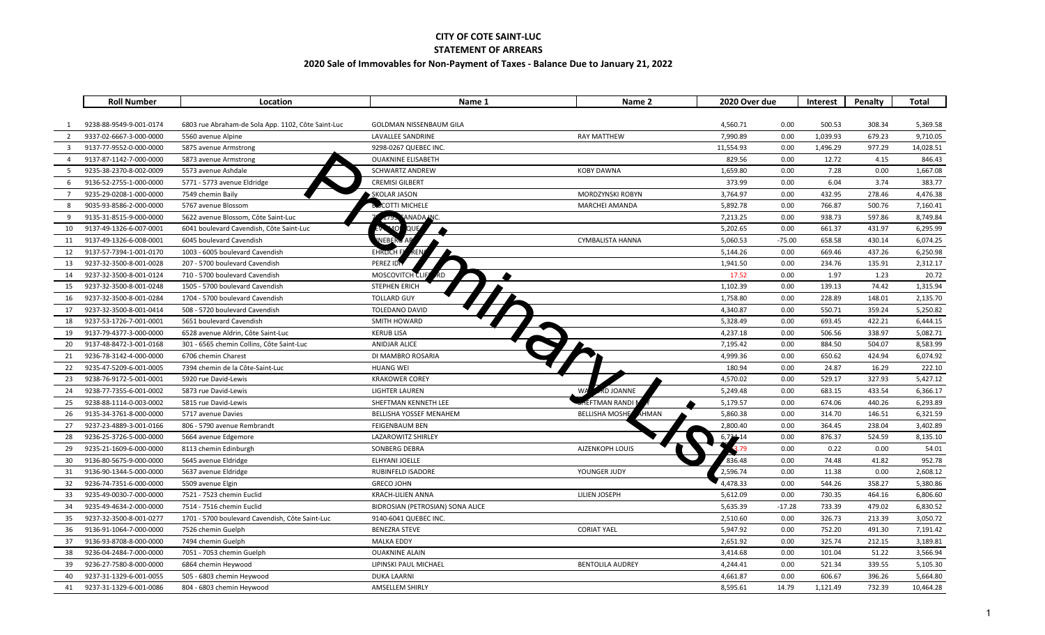# CITY OF COTE SAINT-LUC

## STATEMENT OF ARREARS

### 2020 Sale of Immovables for Non-Payment of Taxes - Balance Due to January 21, 2022

Preliminary List

| | Roll Number | Location | Name 1 | Name 2 | 2020 Over due | | Interest | Penalty | Total |
|---|---|---|---|---|---|---|---|---|---|
| 1 | 9238-88-9549-9-001-0174 | 6803 rue Abraham-de Sola App. 1102, Côte Saint-Luc | GOLDMAN NISSENBAUM GILA | | 4,560.71 | 0.00 | 500.53 | 308.34 | 5,369.58 |
| 2 | 9337-02-6667-3-000-0000 | 5560 avenue Alpine | LAVALLEE SANDRINE | RAY MATTHEW | 7,990.89 | 0.00 | 1,039.93 | 679.23 | 9,710.05 |
| 3 | 9137-77-9552-0-000-0000 | 5875 avenue Armstrong | 9298-0267 QUEBEC INC. | | 11,554.93 | 0.00 | 1,496.29 | 977.29 | 14,028.51 |
| 4 | 9137-87-1142-7-000-0000 | 5873 avenue Armstrong | OUAKNINE ELISABETH | | 829.56 | 0.00 | 12.72 | 4.15 | 846.43 |
| 5 | 9235-38-2370-8-002-0009 | 5573 avenue Ashdale | SCHWARTZ ANDREW | KOBY DAWNA | 1,659.80 | 0.00 | 7.28 | 0.00 | 1,667.08 |
| 6 | 9136-52-2755-1-000-0000 | 5771 - 5773 avenue Eldridge | CREMISI GILBERT | | 373.99 | 0.00 | 6.04 | 3.74 | 383.77 |
| 7 | 9235-29-0208-1-000-0000 | 7549 chemin Baily | SKOLAR JASON | MORDZYNSKI ROBYN | 3,764.97 | 0.00 | 432.95 | 278.46 | 4,476.38 |
| 8 | 9035-93-8586-2-000-0000 | 5767 avenue Blossom | B COTTI MICHELE | MARCHEI AMANDA | 5,892.78 | 0.00 | 766.87 | 500.76 | 7,160.41 |
| 9 | 9135-31-8515-9-000-0000 | 5622 avenue Blossom, Côte Saint-Luc | 7 1795 CANADA INC. | | 7,213.25 | 0.00 | 938.73 | 597.86 | 8,749.84 |
| 10 | 9137-49-1326-6-007-0001 | 6041 boulevard Cavendish, Côte Saint-Luc | LEV MONIQUE | | 5,202.65 | 0.00 | 661.37 | 431.97 | 6,295.99 |
| 11 | 9137-49-1326-6-008-0001 | 6045 boulevard Cavendish | NEBERG AR | CYMBALISTA HANNA | 5,060.53 | -75.00 | 658.58 | 430.14 | 6,074.25 |
| 12 | 9137-57-7394-1-001-0170 | 1003 - 6005 boulevard Cavendish | EHRLICH FLORENCE | | 5,144.26 | 0.00 | 669.46 | 437.26 | 6,250.98 |
| 13 | 9237-32-3500-8-001-0028 | 207 - 5700 boulevard Cavendish | PEREZ IDIT | | 1,941.50 | 0.00 | 234.76 | 135.91 | 2,312.17 |
| 14 | 9237-32-3500-8-001-0124 | 710 - 5700 boulevard Cavendish | MOSCOVITCH CLIFFORD | | 17.52 | 0.00 | 1.97 | 1.23 | 20.72 |
| 15 | 9237-32-3500-8-001-0248 | 1505 - 5700 boulevard Cavendish | STEPHEN ERICH | | 1,102.39 | 0.00 | 139.13 | 74.42 | 1,315.94 |
| 16 | 9237-32-3500-8-001-0284 | 1704 - 5700 boulevard Cavendish | TOLLARD GUY | | 1,758.80 | 0.00 | 228.89 | 148.01 | 2,135.70 |
| 17 | 9237-32-3500-8-001-0414 | 508 - 5720 boulevard Cavendish | TOLEDANO DAVID | | 4,340.87 | 0.00 | 550.71 | 359.24 | 5,250.82 |
| 18 | 9237-53-1726-7-001-0001 | 5651 boulevard Cavendish | SMITH HOWARD | | 5,328.49 | 0.00 | 693.45 | 422.21 | 6,444.15 |
| 19 | 9137-79-4377-3-000-0000 | 6528 avenue Aldrin, Côte Saint-Luc | KERUB LISA | | 4,237.18 | 0.00 | 506.56 | 338.97 | 5,082.71 |
| 20 | 9137-48-8472-3-001-0168 | 301 - 6565 chemin Collins, Côte Saint-Luc | ANIDJAR ALICE | | 7,195.42 | 0.00 | 884.50 | 504.07 | 8,583.99 |
| 21 | 9236-78-3142-4-000-0000 | 6706 chemin Charest | DI MAMBRO ROSARIA | | 4,999.36 | 0.00 | 650.62 | 424.94 | 6,074.92 |
| 22 | 9235-47-5209-6-001-0005 | 7394 chemin de la Côte-Saint-Luc | HUANG WEI | | 180.94 | 0.00 | 24.87 | 16.29 | 222.10 |
| 23 | 9238-76-9172-5-001-0001 | 5920 rue David-Lewis | KRAKOWER COREY | | 4,570.02 | 0.00 | 529.17 | 327.93 | 5,427.12 |
| 24 | 9238-77-7355-6-001-0002 | 5873 rue David-Lewis | LIGHTER LAUREN | WA RD JOANNE | 5,249.48 | 0.00 | 683.15 | 433.54 | 6,366.17 |
| 25 | 9238-88-1114-0-003-0002 | 5815 rue David-Lewis | SHEFTMAN KENNETH LEE | SHEFTMAN RANDI | 5,179.57 | 0.00 | 674.06 | 440.26 | 6,293.89 |
| 26 | 9135-34-3761-8-000-0000 | 5717 avenue Davies | BELLISHA YOSSEF MENAHEM | BELLISHA MOSHE AHMAN | 5,860.38 | 0.00 | 314.70 | 146.51 | 6,321.59 |
| 27 | 9237-23-4889-3-001-0166 | 806 - 5790 avenue Rembrandt | FEIGENBAUM BEN | | 2,800.40 | 0.00 | 364.45 | 238.04 | 3,402.89 |
| 28 | 9236-25-3726-5-000-0000 | 5664 avenue Edgemore | LAZAROWITZ SHIRLEY | | 6,7__.14 | 0.00 | 876.37 | 524.59 | 8,135.10 |
| 29 | 9235-21-1609-6-000-0000 | 8113 chemin Edinburgh | SONBERG DEBRA | AJZENKOPH LOUIS | _3.79 | 0.00 | 0.22 | 0.00 | 54.01 |
| 30 | 9136-80-5675-9-000-0000 | 5645 avenue Eldridge | ELHYANI JOELLE | | 836.48 | 0.00 | 74.48 | 41.82 | 952.78 |
| 31 | 9136-90-1344-5-000-0000 | 5637 avenue Eldridge | RUBINFELD ISADORE | YOUNGER JUDY | 2,596.74 | 0.00 | 11.38 | 0.00 | 2,608.12 |
| 32 | 9236-74-7351-6-000-0000 | 5509 avenue Elgin | GRECO JOHN | | 4,478.33 | 0.00 | 544.26 | 358.27 | 5,380.86 |
| 33 | 9235-49-0030-7-000-0000 | 7521 - 7523 chemin Euclid | KRACH-LILIEN ANNA | LILIEN JOSEPH | 5,612.09 | 0.00 | 730.35 | 464.16 | 6,806.60 |
| 34 | 9235-49-4634-2-000-0000 | 7514 - 7516 chemin Euclid | BIDROSIAN (PETROSIAN) SONA ALICE | | 5,635.39 | -17.28 | 733.39 | 479.02 | 6,830.52 |
| 35 | 9237-32-3500-8-001-0277 | 1701 - 5700 boulevard Cavendish, Côte Saint-Luc | 9140-6041 QUEBEC INC. | | 2,510.60 | 0.00 | 326.73 | 213.39 | 3,050.72 |
| 36 | 9136-91-1064-7-000-0000 | 7526 chemin Guelph | BENEZRA STEVE | CORIAT YAEL | 5,947.92 | 0.00 | 752.20 | 491.30 | 7,191.42 |
| 37 | 9136-93-8708-8-000-0000 | 7494 chemin Guelph | MALKA EDDY | | 2,651.92 | 0.00 | 325.74 | 212.15 | 3,189.81 |
| 38 | 9236-04-2484-7-000-0000 | 7051 - 7053 chemin Guelph | OUAKNINE ALAIN | | 3,414.68 | 0.00 | 101.04 | 51.22 | 3,566.94 |
| 39 | 9236-27-7580-8-000-0000 | 6864 chemin Heywood | LIPINSKI PAUL MICHAEL | BENTOLILA AUDREY | 4,244.41 | 0.00 | 521.34 | 339.55 | 5,105.30 |
| 40 | 9237-31-1329-6-001-0055 | 505 - 6803 chemin Heywood | DUKA LAARNI | | 4,661.87 | 0.00 | 606.67 | 396.26 | 5,664.80 |
| 41 | 9237-31-1329-6-001-0086 | 804 - 6803 chemin Heywood | AMSELLEM SHIRLY | | 8,595.61 | 14.79 | 1,121.49 | 732.39 | 10,464.28 |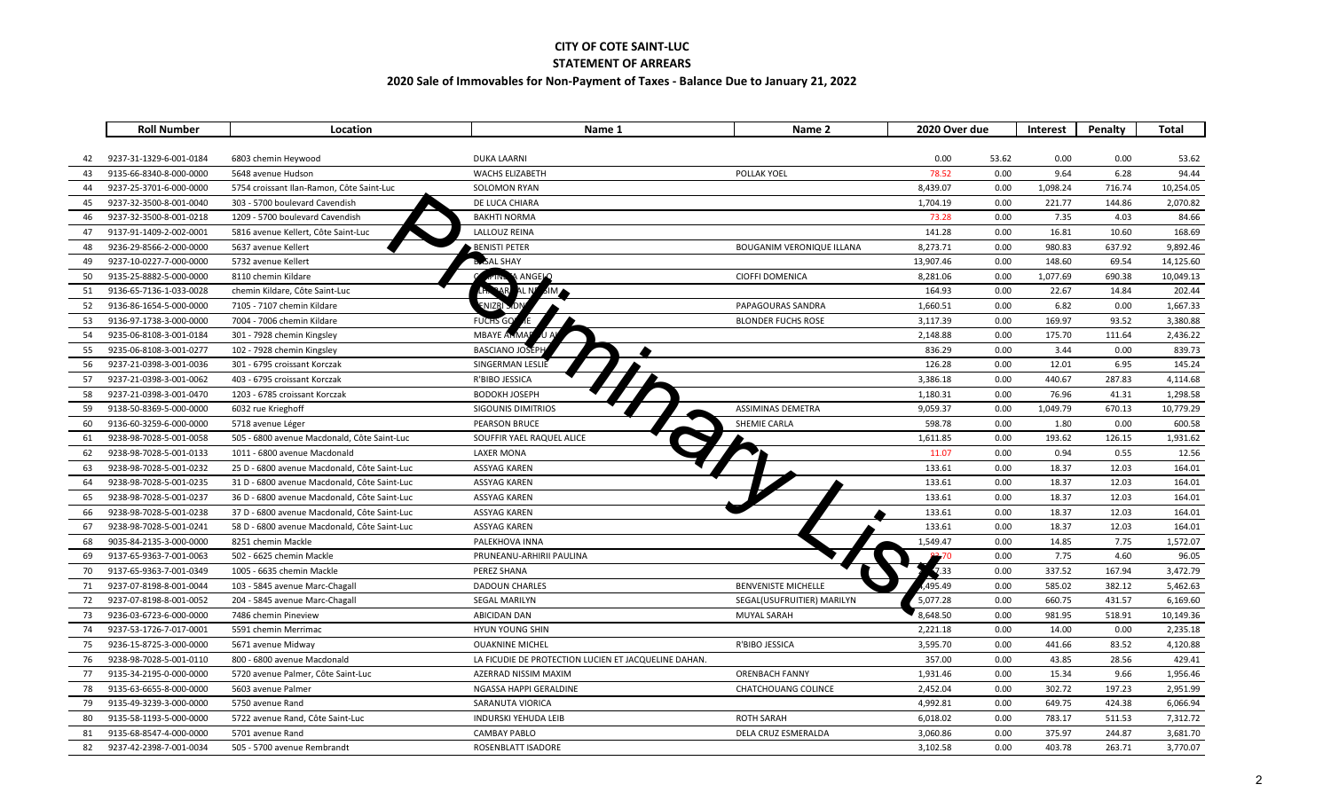# CITY OF COTE SAINT-LUC

## STATEMENT OF ARREARS

### 2020 Sale of Immovables for Non-Payment of Taxes - Balance Due to January 21, 2022

| | Roll Number | Location | Name 1 | Name 2 | 2020 Over due | | Interest | Penalty | Total |
|---|---|---|---|---|---|---|---|---|---|
| 42 | 9237-31-1329-6-001-0184 | 6803 chemin Heywood | DUKA LAARNI | | 0.00 | 53.62 | 0.00 | 0.00 | 53.62 |
| 43 | 9135-66-8340-8-000-0000 | 5648 avenue Hudson | WACHS ELIZABETH | POLLAK YOEL | 78.52 | 0.00 | 9.64 | 6.28 | 94.44 |
| 44 | 9237-25-3701-6-000-0000 | 5754 croissant Ilan-Ramon, Côte Saint-Luc | SOLOMON RYAN | | 8,439.07 | 0.00 | 1,098.24 | 716.74 | 10,254.05 |
| 45 | 9237-32-3500-8-001-0040 | 303 - 5700 boulevard Cavendish | DE LUCA CHIARA | | 1,704.19 | 0.00 | 221.77 | 144.86 | 2,070.82 |
| 46 | 9237-32-3500-8-001-0218 | 1209 - 5700 boulevard Cavendish | BAKHTI NORMA | | 73.28 | 0.00 | 7.35 | 4.03 | 84.66 |
| 47 | 9137-91-1409-2-002-0001 | 5816 avenue Kellert, Côte Saint-Luc | LALLOUZ REINA | | 141.28 | 0.00 | 16.81 | 10.60 | 168.69 |
| 48 | 9236-29-8566-2-000-0000 | 5637 avenue Kellert | BENISTI PETER | BOUGANIM VERONIQUE ILLANA | 8,273.71 | 0.00 | 980.83 | 637.92 | 9,892.46 |
| 49 | 9237-10-0227-7-000-0000 | 5732 avenue Kellert | BASAL SHAY | | 13,907.46 | 0.00 | 148.60 | 69.54 | 14,125.60 |
| 50 | 9135-25-8882-5-000-0000 | 8110 chemin Kildare | CARPINELLA ANGELO | CIOFFI DOMENICA | 8,281.06 | 0.00 | 1,077.69 | 690.38 | 10,049.13 |
| 51 | 9136-65-7136-1-033-0028 | chemin Kildare, Côte Saint-Luc | ELHARRAR AL NISSIM | | 164.93 | 0.00 | 22.67 | 14.84 | 202.44 |
| 52 | 9136-86-1654-5-000-0000 | 7105 - 7107 chemin Kildare | BENIZRI SIDNEY | PAPAGOURAS SANDRA | 1,660.51 | 0.00 | 6.82 | 0.00 | 1,667.33 |
| 53 | 9136-97-1738-3-000-0000 | 7004 - 7006 chemin Kildare | FUCHS GOLDRE | BLONDER FUCHS ROSE | 3,117.39 | 0.00 | 169.97 | 93.52 | 3,380.88 |
| 54 | 9235-06-8108-3-001-0184 | 301 - 7928 chemin Kingsley | MBAYE AHMADOU A | | 2,148.88 | 0.00 | 175.70 | 111.64 | 2,436.22 |
| 55 | 9235-06-8108-3-001-0277 | 102 - 7928 chemin Kingsley | BASCIANO JOSEPH | | 836.29 | 0.00 | 3.44 | 0.00 | 839.73 |
| 56 | 9237-21-0398-3-001-0036 | 301 - 6795 croissant Korczak | SINGERMAN LESLIE | | 126.28 | 0.00 | 12.01 | 6.95 | 145.24 |
| 57 | 9237-21-0398-3-001-0062 | 403 - 6795 croissant Korczak | R'BIBO JESSICA | | 3,386.18 | 0.00 | 440.67 | 287.83 | 4,114.68 |
| 58 | 9237-21-0398-3-001-0470 | 1203 - 6785 croissant Korczak | BODOKH JOSEPH | | 1,180.31 | 0.00 | 76.96 | 41.31 | 1,298.58 |
| 59 | 9138-50-8369-5-000-0000 | 6032 rue Krieghoff | SIGOUNIS DIMITRIOS | ASSIMINAS DEMETRA | 9,059.37 | 0.00 | 1,049.79 | 670.13 | 10,779.29 |
| 60 | 9136-60-3259-6-000-0000 | 5718 avenue Léger | PEARSON BRUCE | SHEMIE CARLA | 598.78 | 0.00 | 1.80 | 0.00 | 600.58 |
| 61 | 9238-98-7028-5-001-0058 | 505 - 6800 avenue Macdonald, Côte Saint-Luc | SOUFFIR YAEL RAQUEL ALICE | | 1,611.85 | 0.00 | 193.62 | 126.15 | 1,931.62 |
| 62 | 9238-98-7028-5-001-0133 | 1011 - 6800 avenue Macdonald | LAXER MONA | | 11.07 | 0.00 | 0.94 | 0.55 | 12.56 |
| 63 | 9238-98-7028-5-001-0232 | 25 D - 6800 avenue Macdonald, Côte Saint-Luc | ASSYAG KAREN | | 133.61 | 0.00 | 18.37 | 12.03 | 164.01 |
| 64 | 9238-98-7028-5-001-0235 | 31 D - 6800 avenue Macdonald, Côte Saint-Luc | ASSYAG KAREN | | 133.61 | 0.00 | 18.37 | 12.03 | 164.01 |
| 65 | 9238-98-7028-5-001-0237 | 36 D - 6800 avenue Macdonald, Côte Saint-Luc | ASSYAG KAREN | | 133.61 | 0.00 | 18.37 | 12.03 | 164.01 |
| 66 | 9238-98-7028-5-001-0238 | 37 D - 6800 avenue Macdonald, Côte Saint-Luc | ASSYAG KAREN | | 133.61 | 0.00 | 18.37 | 12.03 | 164.01 |
| 67 | 9238-98-7028-5-001-0241 | 58 D - 6800 avenue Macdonald, Côte Saint-Luc | ASSYAG KAREN | | 133.61 | 0.00 | 18.37 | 12.03 | 164.01 |
| 68 | 9035-84-2135-3-000-0000 | 8251 chemin Mackle | PALEKHOVA INNA | | 1,549.47 | 0.00 | 14.85 | 7.75 | 1,572.07 |
| 69 | 9137-65-9363-7-001-0063 | 502 - 6625 chemin Mackle | PRUNEANU-ARHIRII PAULINA | | 83.70 | 0.00 | 7.75 | 4.60 | 96.05 |
| 70 | 9137-65-9363-7-001-0349 | 1005 - 6635 chemin Mackle | PEREZ SHANA | | 2,967.33 | 0.00 | 337.52 | 167.94 | 3,472.79 |
| 71 | 9237-07-8198-8-001-0044 | 103 - 5845 avenue Marc-Chagall | DADOUN CHARLES | BENVENISTE MICHELLE | 4,495.49 | 0.00 | 585.02 | 382.12 | 5,462.63 |
| 72 | 9237-07-8198-8-001-0052 | 204 - 5845 avenue Marc-Chagall | SEGAL MARILYN | SEGAL(USUFRUITIER) MARILYN | 5,077.28 | 0.00 | 660.75 | 431.57 | 6,169.60 |
| 73 | 9236-03-6723-6-000-0000 | 7486 chemin Pineview | ABICIDAN DAN | MUYAL SARAH | 8,648.50 | 0.00 | 981.95 | 518.91 | 10,149.36 |
| 74 | 9237-53-1726-7-017-0001 | 5591 chemin Merrimac | HYUN YOUNG SHIN | | 2,221.18 | 0.00 | 14.00 | 0.00 | 2,235.18 |
| 75 | 9236-15-8725-3-000-0000 | 5671 avenue Midway | OUAKNINE MICHEL | R'BIBO JESSICA | 3,595.70 | 0.00 | 441.66 | 83.52 | 4,120.88 |
| 76 | 9238-98-7028-5-001-0110 | 800 - 6800 avenue Macdonald | LA FICUDIE DE PROTECTION LUCIEN ET JACQUELINE DAHAN. | | 357.00 | 0.00 | 43.85 | 28.56 | 429.41 |
| 77 | 9135-34-2195-0-000-0000 | 5720 avenue Palmer, Côte Saint-Luc | AZERRAD NISSIM MAXIM | ORENBACH FANNY | 1,931.46 | 0.00 | 15.34 | 9.66 | 1,956.46 |
| 78 | 9135-63-6655-8-000-0000 | 5603 avenue Palmer | NGASSA HAPPI GERALDINE | CHATCHOUANG COLINCE | 2,452.04 | 0.00 | 302.72 | 197.23 | 2,951.99 |
| 79 | 9135-49-3239-3-000-0000 | 5750 avenue Rand | SARANUTA VIORICA | | 4,992.81 | 0.00 | 649.75 | 424.38 | 6,066.94 |
| 80 | 9135-58-1193-5-000-0000 | 5722 avenue Rand, Côte Saint-Luc | INDURSKI YEHUDA LEIB | ROTH SARAH | 6,018.02 | 0.00 | 783.17 | 511.53 | 7,312.72 |
| 81 | 9135-68-8547-4-000-0000 | 5701 avenue Rand | CAMBAY PABLO | DELA CRUZ ESMERALDA | 3,060.86 | 0.00 | 375.97 | 244.87 | 3,681.70 |
| 82 | 9237-42-2398-7-001-0034 | 505 - 5700 avenue Rembrandt | ROSENBLATT ISADORE | | 3,102.58 | 0.00 | 403.78 | 263.71 | 3,770.07 |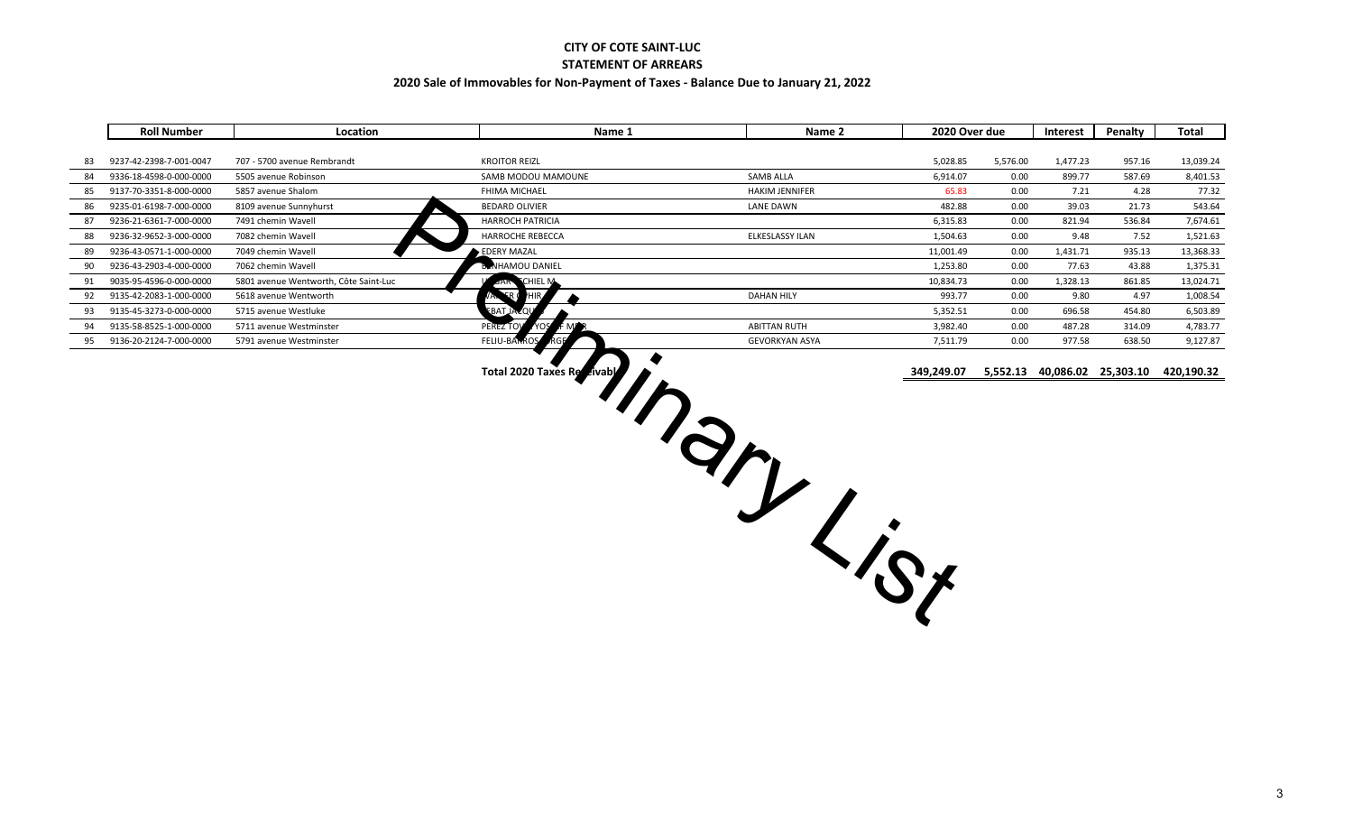# CITY OF COTE SAINT-LUC

## STATEMENT OF ARREARS

### 2020 Sale of Immovables for Non-Payment of Taxes - Balance Due to January 21, 2022

| | Roll Number | Location | Name 1 | Name 2 | 2020 Over due | | Interest | Penalty | Total |
|---|---|---|---|---|---|---|---|---|---|
| 83 | 9237-42-2398-7-001-0047 | 707 - 5700 avenue Rembrandt | KROITOR REIZL | | 5,028.85 | 5,576.00 | 1,477.23 | 957.16 | 13,039.24 |
| 84 | 9336-18-4598-0-000-0000 | 5505 avenue Robinson | SAMB MODOU MAMOUNE | SAMB ALLA | 6,914.07 | 0.00 | 899.77 | 587.69 | 8,401.53 |
| 85 | 9137-70-3351-8-000-0000 | 5857 avenue Shalom | FHIMA MICHAEL | HAKIM JENNIFER | 65.83 | 0.00 | 7.21 | 4.28 | 77.32 |
| 86 | 9235-01-6198-7-000-0000 | 8109 avenue Sunnyhurst | BEDARD OLIVIER | LANE DAWN | 482.88 | 0.00 | 39.03 | 21.73 | 543.64 |
| 87 | 9236-21-6361-7-000-0000 | 7491 chemin Wavell | HARROCH PATRICIA | | 6,315.83 | 0.00 | 821.94 | 536.84 | 7,674.61 |
| 88 | 9236-32-9652-3-000-0000 | 7082 chemin Wavell | HARROCHE REBECCA | ELKESLASSY ILAN | 1,504.63 | 0.00 | 9.48 | 7.52 | 1,521.63 |
| 89 | 9236-43-0571-1-000-0000 | 7049 chemin Wavell | EDERY MAZAL | | 11,001.49 | 0.00 | 1,431.71 | 935.13 | 13,368.33 |
| 90 | 9236-43-2903-4-000-0000 | 7062 chemin Wavell | BENHAMOU DANIEL | | 1,253.80 | 0.00 | 77.63 | 43.88 | 1,375.31 |
| 91 | 9035-95-4596-0-000-0000 | 5801 avenue Wentworth, Côte Saint-Luc | L...BAR ...CHIEL M | | 10,834.73 | 0.00 | 1,328.13 | 861.85 | 13,024.71 |
| 92 | 9135-42-2083-1-000-0000 | 5618 avenue Wentworth | W...ER ...HIR | DAHAN HILY | 993.77 | 0.00 | 9.80 | 4.97 | 1,008.54 |
| 93 | 9135-45-3273-0-000-0000 | 5715 avenue Westluke | ...EBAT JACQU... | | 5,352.51 | 0.00 | 696.58 | 454.80 | 6,503.89 |
| 94 | 9135-58-8525-1-000-0000 | 5711 avenue Westminster | PEREZ TOV... YOSEF MEIR | ABITTAN RUTH | 3,982.40 | 0.00 | 487.28 | 314.09 | 4,783.77 |
| 95 | 9136-20-2124-7-000-0000 | 5791 avenue Westminster | FELIU-BARROS ...RGE | GEVORKYAN ASYA | 7,511.79 | 0.00 | 977.58 | 638.50 | 9,127.87 |
| | | | **Total 2020 Taxes Receivable** | | **349,249.07** | **5,552.13** | **40,086.02** | **25,303.10** | **420,190.32** |